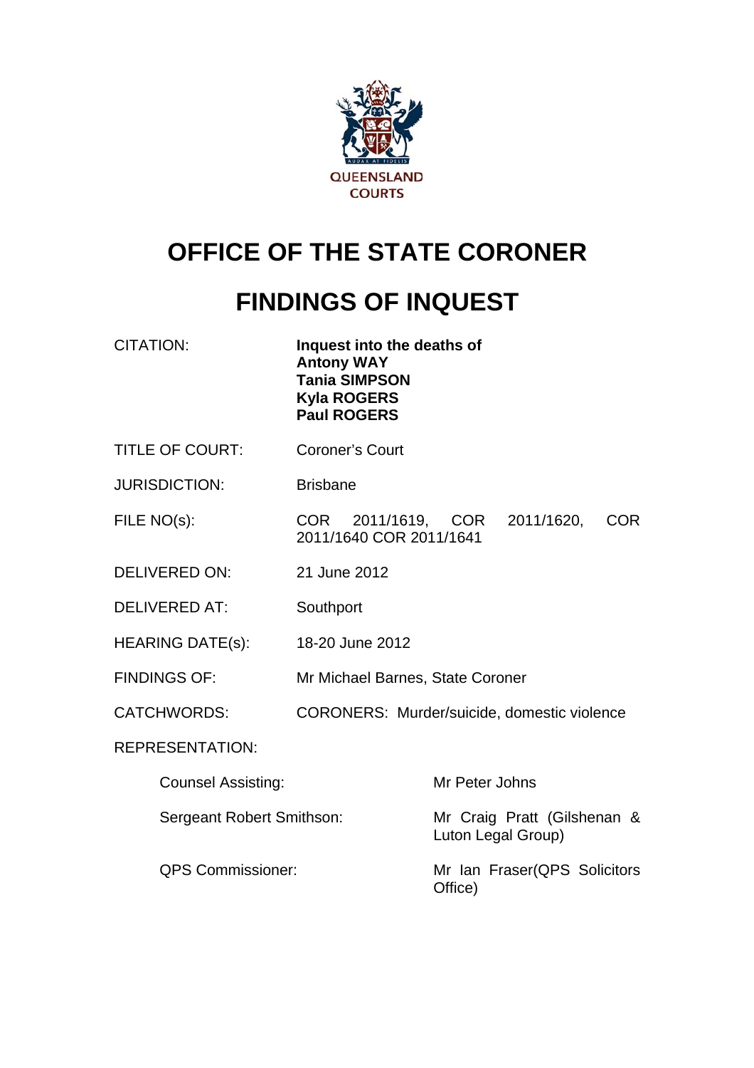QUEENSLAND COURTS

# OFFICE OF THE STATE CORONER

# FINDINGS OF INQUEST

| | |
|---|---|
| CITATION: | **Inquest into the deaths of Antony WAY Tania SIMPSON Kyla ROGERS Paul ROGERS** |
| TITLE OF COURT: | Coroner's Court |
| JURISDICTION: | Brisbane |
| FILE NO(s): | COR 2011/1619, COR 2011/1620, COR 2011/1640 COR 2011/1641 |
| DELIVERED ON: | 21 June 2012 |
| DELIVERED AT: | Southport |
| HEARING DATE(s): | 18-20 June 2012 |
| FINDINGS OF: | Mr Michael Barnes, State Coroner |
| CATCHWORDS: | CORONERS: Murder/suicide, domestic violence |

REPRESENTATION:

| | |
|---|---|
| Counsel Assisting: | Mr Peter Johns |
| Sergeant Robert Smithson: | Mr Craig Pratt (Gilshenan & Luton Legal Group) |
| QPS Commissioner: | Mr Ian Fraser(QPS Solicitors Office) |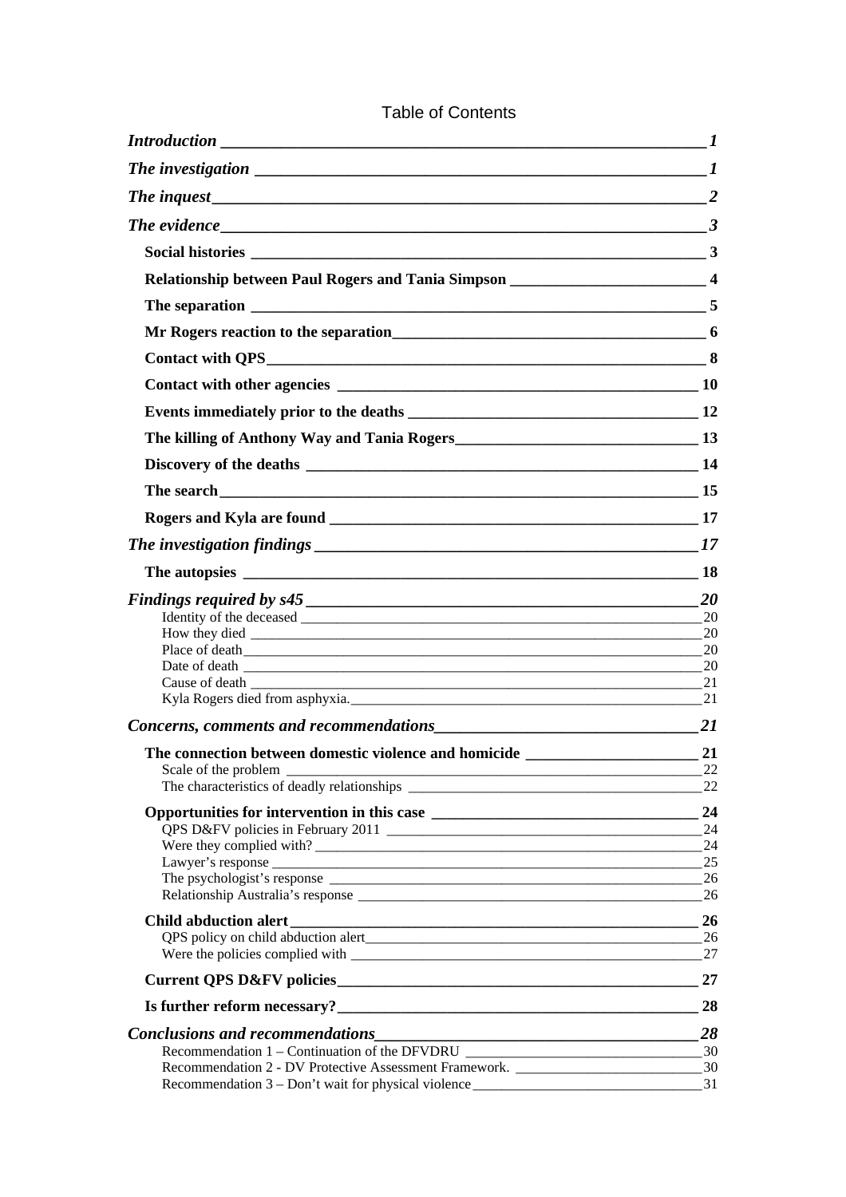# Table of Contents

*Introduction* — 1

*The investigation* — 1

*The inquest* — 2

*The evidence* — 3

- **Social histories** — 3
- **Relationship between Paul Rogers and Tania Simpson** — 4
- **The separation** — 5
- **Mr Rogers reaction to the separation** — 6
- **Contact with QPS** — 8
- **Contact with other agencies** — 10
- **Events immediately prior to the deaths** — 12
- **The killing of Anthony Way and Tania Rogers** — 13
- **Discovery of the deaths** — 14
- **The search** — 15
- **Rogers and Kyla are found** — 17

*The investigation findings* — 17

- **The autopsies** — 18

*Findings required by s45* — 20

- Identity of the deceased — 20
- How they died — 20
- Place of death — 20
- Date of death — 20
- Cause of death — 21
- Kyla Rogers died from asphyxia. — 21

*Concerns, comments and recommendations* — 21

- **The connection between domestic violence and homicide** — 21
  - Scale of the problem — 22
  - The characteristics of deadly relationships — 22
- **Opportunities for intervention in this case** — 24
  - QPS D&FV policies in February 2011 — 24
  - Were they complied with? — 24
  - Lawyer's response — 25
  - The psychologist's response — 26
  - Relationship Australia's response — 26
- **Child abduction alert** — 26
  - QPS policy on child abduction alert — 26
  - Were the policies complied with — 27
- **Current QPS D&FV policies** — 27
- **Is further reform necessary?** — 28

*Conclusions and recommendations* — 28

- Recommendation 1 – Continuation of the DFVDRU — 30
- Recommendation 2 - DV Protective Assessment Framework. — 30
- Recommendation 3 – Don't wait for physical violence — 31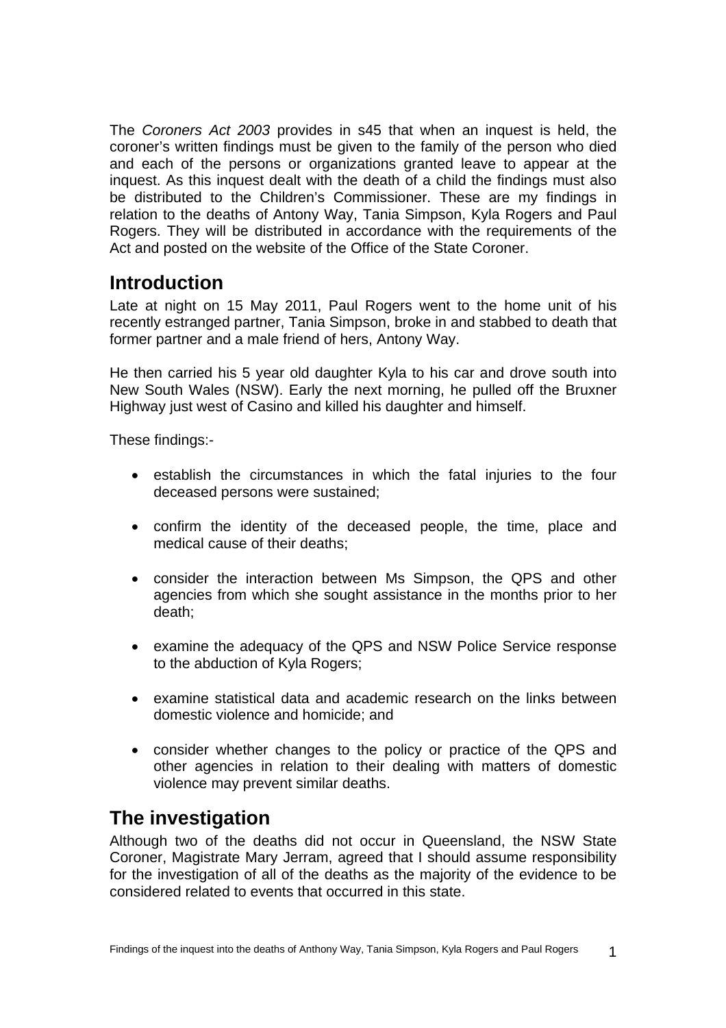The *Coroners Act 2003* provides in s45 that when an inquest is held, the coroner's written findings must be given to the family of the person who died and each of the persons or organizations granted leave to appear at the inquest. As this inquest dealt with the death of a child the findings must also be distributed to the Children's Commissioner. These are my findings in relation to the deaths of Antony Way, Tania Simpson, Kyla Rogers and Paul Rogers. They will be distributed in accordance with the requirements of the Act and posted on the website of the Office of the State Coroner.

## Introduction

Late at night on 15 May 2011, Paul Rogers went to the home unit of his recently estranged partner, Tania Simpson, broke in and stabbed to death that former partner and a male friend of hers, Antony Way.

He then carried his 5 year old daughter Kyla to his car and drove south into New South Wales (NSW). Early the next morning, he pulled off the Bruxner Highway just west of Casino and killed his daughter and himself.

These findings:-

- establish the circumstances in which the fatal injuries to the four deceased persons were sustained;
- confirm the identity of the deceased people, the time, place and medical cause of their deaths;
- consider the interaction between Ms Simpson, the QPS and other agencies from which she sought assistance in the months prior to her death;
- examine the adequacy of the QPS and NSW Police Service response to the abduction of Kyla Rogers;
- examine statistical data and academic research on the links between domestic violence and homicide; and
- consider whether changes to the policy or practice of the QPS and other agencies in relation to their dealing with matters of domestic violence may prevent similar deaths.

## The investigation

Although two of the deaths did not occur in Queensland, the NSW State Coroner, Magistrate Mary Jerram, agreed that I should assume responsibility for the investigation of all of the deaths as the majority of the evidence to be considered related to events that occurred in this state.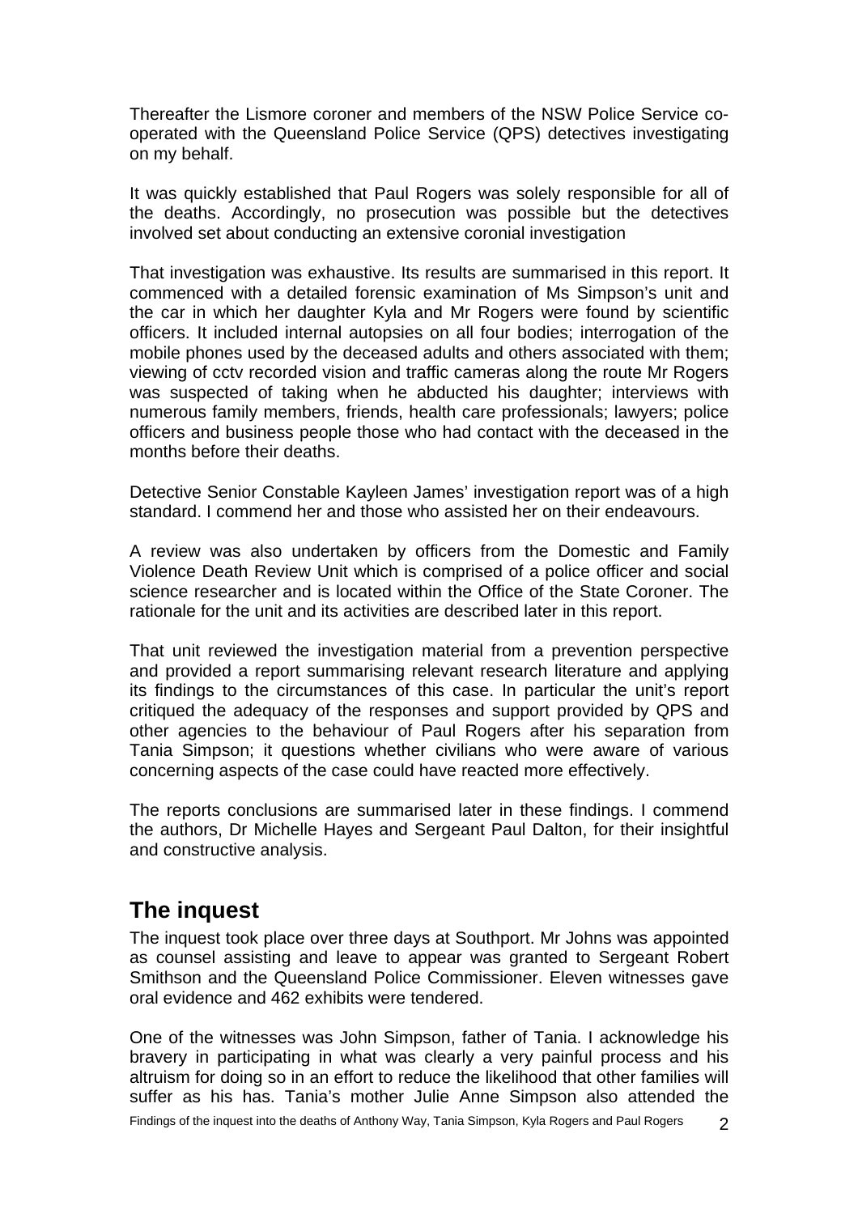Thereafter the Lismore coroner and members of the NSW Police Service co-operated with the Queensland Police Service (QPS) detectives investigating on my behalf.

It was quickly established that Paul Rogers was solely responsible for all of the deaths. Accordingly, no prosecution was possible but the detectives involved set about conducting an extensive coronial investigation

That investigation was exhaustive. Its results are summarised in this report. It commenced with a detailed forensic examination of Ms Simpson's unit and the car in which her daughter Kyla and Mr Rogers were found by scientific officers. It included internal autopsies on all four bodies; interrogation of the mobile phones used by the deceased adults and others associated with them; viewing of cctv recorded vision and traffic cameras along the route Mr Rogers was suspected of taking when he abducted his daughter; interviews with numerous family members, friends, health care professionals; lawyers; police officers and business people those who had contact with the deceased in the months before their deaths.

Detective Senior Constable Kayleen James' investigation report was of a high standard. I commend her and those who assisted her on their endeavours.

A review was also undertaken by officers from the Domestic and Family Violence Death Review Unit which is comprised of a police officer and social science researcher and is located within the Office of the State Coroner. The rationale for the unit and its activities are described later in this report.

That unit reviewed the investigation material from a prevention perspective and provided a report summarising relevant research literature and applying its findings to the circumstances of this case. In particular the unit's report critiqued the adequacy of the responses and support provided by QPS and other agencies to the behaviour of Paul Rogers after his separation from Tania Simpson; it questions whether civilians who were aware of various concerning aspects of the case could have reacted more effectively.

The reports conclusions are summarised later in these findings. I commend the authors, Dr Michelle Hayes and Sergeant Paul Dalton, for their insightful and constructive analysis.

## The inquest

The inquest took place over three days at Southport. Mr Johns was appointed as counsel assisting and leave to appear was granted to Sergeant Robert Smithson and the Queensland Police Commissioner. Eleven witnesses gave oral evidence and 462 exhibits were tendered.

One of the witnesses was John Simpson, father of Tania. I acknowledge his bravery in participating in what was clearly a very painful process and his altruism for doing so in an effort to reduce the likelihood that other families will suffer as his has. Tania's mother Julie Anne Simpson also attended the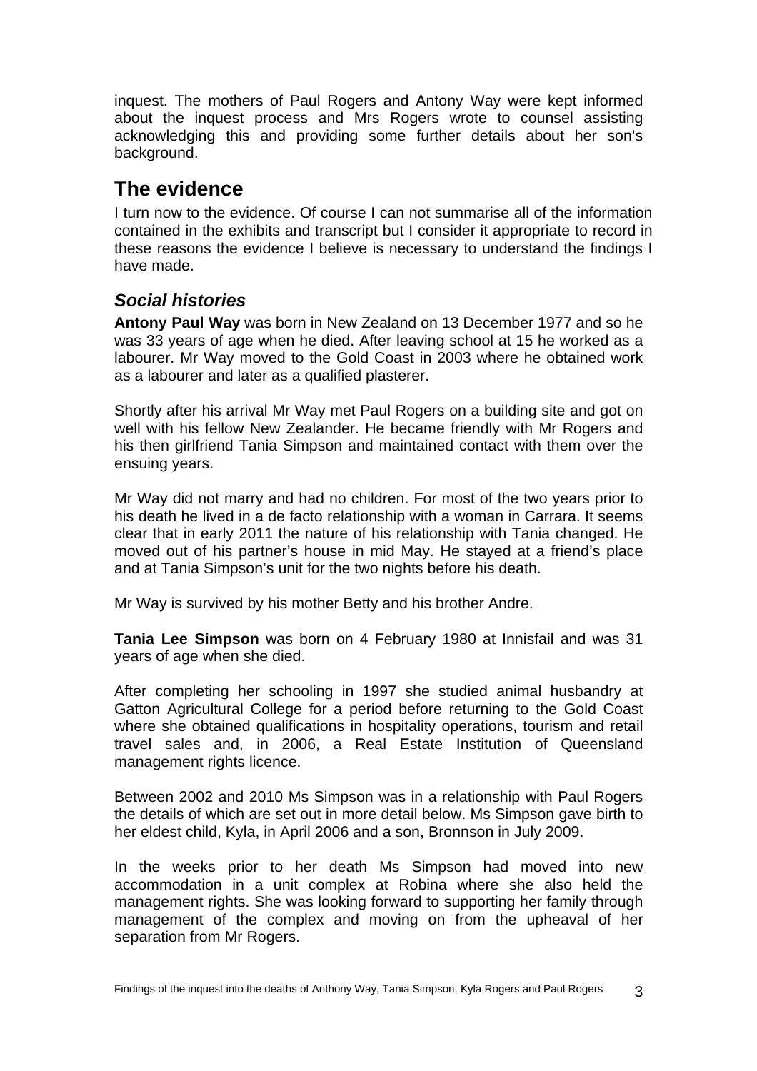inquest. The mothers of Paul Rogers and Antony Way were kept informed about the inquest process and Mrs Rogers wrote to counsel assisting acknowledging this and providing some further details about her son's background.

## The evidence

I turn now to the evidence. Of course I can not summarise all of the information contained in the exhibits and transcript but I consider it appropriate to record in these reasons the evidence I believe is necessary to understand the findings I have made.

### *Social histories*

**Antony Paul Way** was born in New Zealand on 13 December 1977 and so he was 33 years of age when he died. After leaving school at 15 he worked as a labourer. Mr Way moved to the Gold Coast in 2003 where he obtained work as a labourer and later as a qualified plasterer.

Shortly after his arrival Mr Way met Paul Rogers on a building site and got on well with his fellow New Zealander. He became friendly with Mr Rogers and his then girlfriend Tania Simpson and maintained contact with them over the ensuing years.

Mr Way did not marry and had no children. For most of the two years prior to his death he lived in a de facto relationship with a woman in Carrara. It seems clear that in early 2011 the nature of his relationship with Tania changed. He moved out of his partner's house in mid May. He stayed at a friend's place and at Tania Simpson's unit for the two nights before his death.

Mr Way is survived by his mother Betty and his brother Andre.

**Tania Lee Simpson** was born on 4 February 1980 at Innisfail and was 31 years of age when she died.

After completing her schooling in 1997 she studied animal husbandry at Gatton Agricultural College for a period before returning to the Gold Coast where she obtained qualifications in hospitality operations, tourism and retail travel sales and, in 2006, a Real Estate Institution of Queensland management rights licence.

Between 2002 and 2010 Ms Simpson was in a relationship with Paul Rogers the details of which are set out in more detail below. Ms Simpson gave birth to her eldest child, Kyla, in April 2006 and a son, Bronnson in July 2009.

In the weeks prior to her death Ms Simpson had moved into new accommodation in a unit complex at Robina where she also held the management rights. She was looking forward to supporting her family through management of the complex and moving on from the upheaval of her separation from Mr Rogers.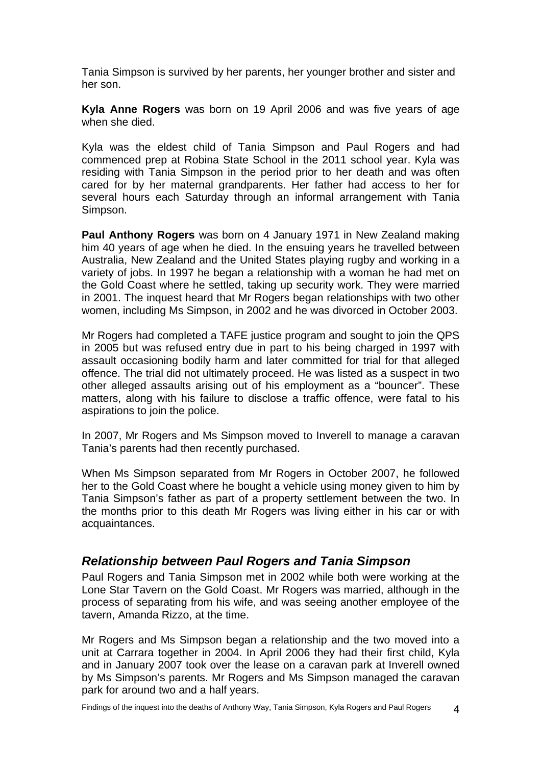Tania Simpson is survived by her parents, her younger brother and sister and her son.

**Kyla Anne Rogers** was born on 19 April 2006 and was five years of age when she died.

Kyla was the eldest child of Tania Simpson and Paul Rogers and had commenced prep at Robina State School in the 2011 school year. Kyla was residing with Tania Simpson in the period prior to her death and was often cared for by her maternal grandparents. Her father had access to her for several hours each Saturday through an informal arrangement with Tania Simpson.

**Paul Anthony Rogers** was born on 4 January 1971 in New Zealand making him 40 years of age when he died. In the ensuing years he travelled between Australia, New Zealand and the United States playing rugby and working in a variety of jobs. In 1997 he began a relationship with a woman he had met on the Gold Coast where he settled, taking up security work. They were married in 2001. The inquest heard that Mr Rogers began relationships with two other women, including Ms Simpson, in 2002 and he was divorced in October 2003.

Mr Rogers had completed a TAFE justice program and sought to join the QPS in 2005 but was refused entry due in part to his being charged in 1997 with assault occasioning bodily harm and later committed for trial for that alleged offence. The trial did not ultimately proceed. He was listed as a suspect in two other alleged assaults arising out of his employment as a "bouncer". These matters, along with his failure to disclose a traffic offence, were fatal to his aspirations to join the police.

In 2007, Mr Rogers and Ms Simpson moved to Inverell to manage a caravan Tania's parents had then recently purchased.

When Ms Simpson separated from Mr Rogers in October 2007, he followed her to the Gold Coast where he bought a vehicle using money given to him by Tania Simpson's father as part of a property settlement between the two. In the months prior to this death Mr Rogers was living either in his car or with acquaintances.

## *Relationship between Paul Rogers and Tania Simpson*

Paul Rogers and Tania Simpson met in 2002 while both were working at the Lone Star Tavern on the Gold Coast. Mr Rogers was married, although in the process of separating from his wife, and was seeing another employee of the tavern, Amanda Rizzo, at the time.

Mr Rogers and Ms Simpson began a relationship and the two moved into a unit at Carrara together in 2004. In April 2006 they had their first child, Kyla and in January 2007 took over the lease on a caravan park at Inverell owned by Ms Simpson's parents. Mr Rogers and Ms Simpson managed the caravan park for around two and a half years.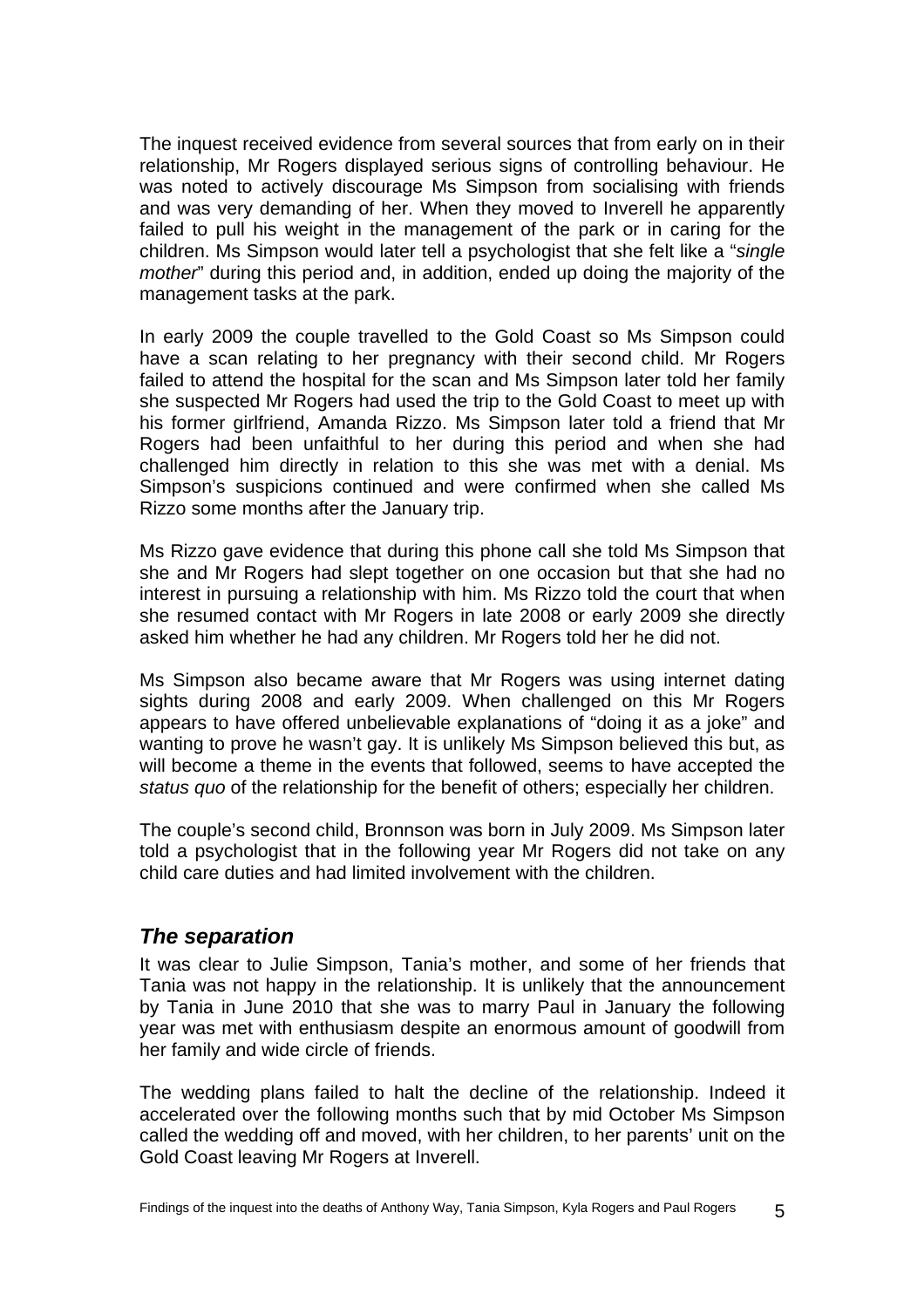The inquest received evidence from several sources that from early on in their relationship, Mr Rogers displayed serious signs of controlling behaviour. He was noted to actively discourage Ms Simpson from socialising with friends and was very demanding of her. When they moved to Inverell he apparently failed to pull his weight in the management of the park or in caring for the children. Ms Simpson would later tell a psychologist that she felt like a "*single mother*" during this period and, in addition, ended up doing the majority of the management tasks at the park.

In early 2009 the couple travelled to the Gold Coast so Ms Simpson could have a scan relating to her pregnancy with their second child. Mr Rogers failed to attend the hospital for the scan and Ms Simpson later told her family she suspected Mr Rogers had used the trip to the Gold Coast to meet up with his former girlfriend, Amanda Rizzo. Ms Simpson later told a friend that Mr Rogers had been unfaithful to her during this period and when she had challenged him directly in relation to this she was met with a denial. Ms Simpson's suspicions continued and were confirmed when she called Ms Rizzo some months after the January trip.

Ms Rizzo gave evidence that during this phone call she told Ms Simpson that she and Mr Rogers had slept together on one occasion but that she had no interest in pursuing a relationship with him. Ms Rizzo told the court that when she resumed contact with Mr Rogers in late 2008 or early 2009 she directly asked him whether he had any children. Mr Rogers told her he did not.

Ms Simpson also became aware that Mr Rogers was using internet dating sights during 2008 and early 2009. When challenged on this Mr Rogers appears to have offered unbelievable explanations of "doing it as a joke" and wanting to prove he wasn't gay. It is unlikely Ms Simpson believed this but, as will become a theme in the events that followed, seems to have accepted the *status quo* of the relationship for the benefit of others; especially her children.

The couple's second child, Bronnson was born in July 2009. Ms Simpson later told a psychologist that in the following year Mr Rogers did not take on any child care duties and had limited involvement with the children.

## *The separation*

It was clear to Julie Simpson, Tania's mother, and some of her friends that Tania was not happy in the relationship. It is unlikely that the announcement by Tania in June 2010 that she was to marry Paul in January the following year was met with enthusiasm despite an enormous amount of goodwill from her family and wide circle of friends.

The wedding plans failed to halt the decline of the relationship. Indeed it accelerated over the following months such that by mid October Ms Simpson called the wedding off and moved, with her children, to her parents' unit on the Gold Coast leaving Mr Rogers at Inverell.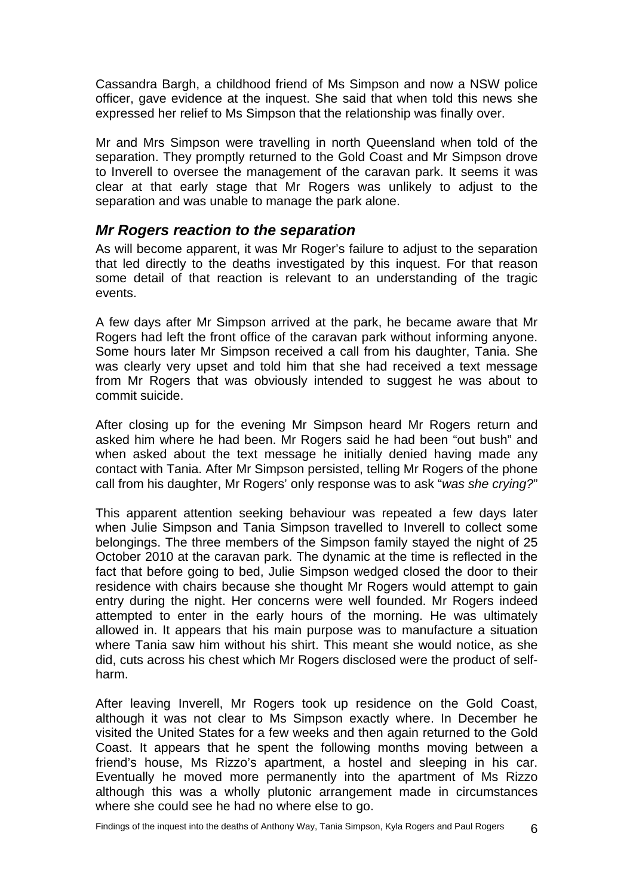Cassandra Bargh, a childhood friend of Ms Simpson and now a NSW police officer, gave evidence at the inquest. She said that when told this news she expressed her relief to Ms Simpson that the relationship was finally over.

Mr and Mrs Simpson were travelling in north Queensland when told of the separation. They promptly returned to the Gold Coast and Mr Simpson drove to Inverell to oversee the management of the caravan park. It seems it was clear at that early stage that Mr Rogers was unlikely to adjust to the separation and was unable to manage the park alone.

## *Mr Rogers reaction to the separation*

As will become apparent, it was Mr Roger's failure to adjust to the separation that led directly to the deaths investigated by this inquest. For that reason some detail of that reaction is relevant to an understanding of the tragic events.

A few days after Mr Simpson arrived at the park, he became aware that Mr Rogers had left the front office of the caravan park without informing anyone. Some hours later Mr Simpson received a call from his daughter, Tania. She was clearly very upset and told him that she had received a text message from Mr Rogers that was obviously intended to suggest he was about to commit suicide.

After closing up for the evening Mr Simpson heard Mr Rogers return and asked him where he had been. Mr Rogers said he had been "out bush" and when asked about the text message he initially denied having made any contact with Tania. After Mr Simpson persisted, telling Mr Rogers of the phone call from his daughter, Mr Rogers' only response was to ask "*was she crying?*"

This apparent attention seeking behaviour was repeated a few days later when Julie Simpson and Tania Simpson travelled to Inverell to collect some belongings. The three members of the Simpson family stayed the night of 25 October 2010 at the caravan park. The dynamic at the time is reflected in the fact that before going to bed, Julie Simpson wedged closed the door to their residence with chairs because she thought Mr Rogers would attempt to gain entry during the night. Her concerns were well founded. Mr Rogers indeed attempted to enter in the early hours of the morning. He was ultimately allowed in. It appears that his main purpose was to manufacture a situation where Tania saw him without his shirt. This meant she would notice, as she did, cuts across his chest which Mr Rogers disclosed were the product of self-harm.

After leaving Inverell, Mr Rogers took up residence on the Gold Coast, although it was not clear to Ms Simpson exactly where. In December he visited the United States for a few weeks and then again returned to the Gold Coast. It appears that he spent the following months moving between a friend's house, Ms Rizzo's apartment, a hostel and sleeping in his car. Eventually he moved more permanently into the apartment of Ms Rizzo although this was a wholly plutonic arrangement made in circumstances where she could see he had no where else to go.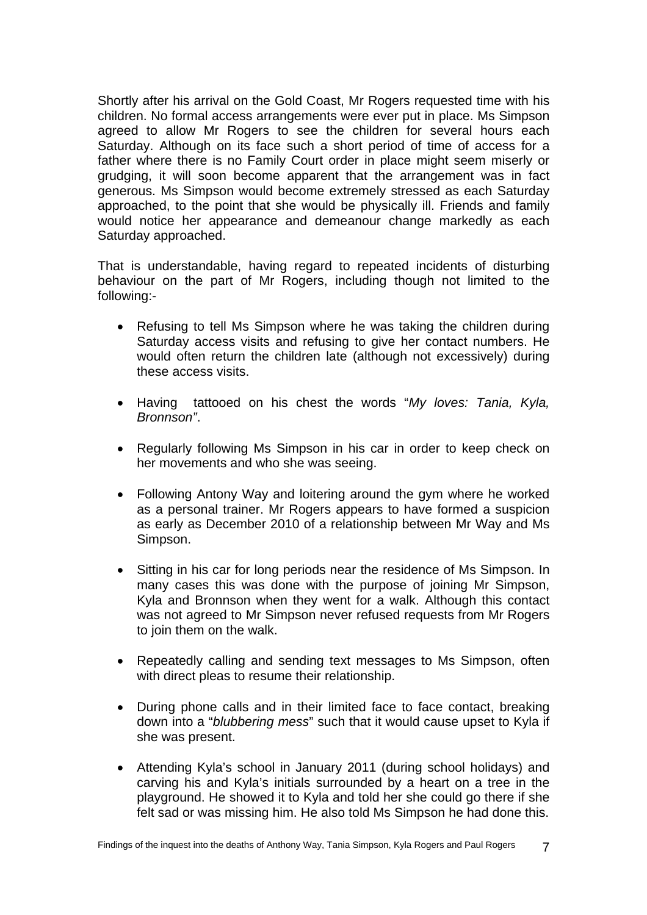Shortly after his arrival on the Gold Coast, Mr Rogers requested time with his children. No formal access arrangements were ever put in place. Ms Simpson agreed to allow Mr Rogers to see the children for several hours each Saturday. Although on its face such a short period of time of access for a father where there is no Family Court order in place might seem miserly or grudging, it will soon become apparent that the arrangement was in fact generous. Ms Simpson would become extremely stressed as each Saturday approached, to the point that she would be physically ill. Friends and family would notice her appearance and demeanour change markedly as each Saturday approached.

That is understandable, having regard to repeated incidents of disturbing behaviour on the part of Mr Rogers, including though not limited to the following:-

- Refusing to tell Ms Simpson where he was taking the children during Saturday access visits and refusing to give her contact numbers. He would often return the children late (although not excessively) during these access visits.

- Having tattooed on his chest the words "*My loves: Tania, Kyla, Bronnson"*.

- Regularly following Ms Simpson in his car in order to keep check on her movements and who she was seeing.

- Following Antony Way and loitering around the gym where he worked as a personal trainer. Mr Rogers appears to have formed a suspicion as early as December 2010 of a relationship between Mr Way and Ms Simpson.

- Sitting in his car for long periods near the residence of Ms Simpson. In many cases this was done with the purpose of joining Mr Simpson, Kyla and Bronnson when they went for a walk. Although this contact was not agreed to Mr Simpson never refused requests from Mr Rogers to join them on the walk.

- Repeatedly calling and sending text messages to Ms Simpson, often with direct pleas to resume their relationship.

- During phone calls and in their limited face to face contact, breaking down into a "*blubbering mess*" such that it would cause upset to Kyla if she was present.

- Attending Kyla's school in January 2011 (during school holidays) and carving his and Kyla's initials surrounded by a heart on a tree in the playground. He showed it to Kyla and told her she could go there if she felt sad or was missing him. He also told Ms Simpson he had done this.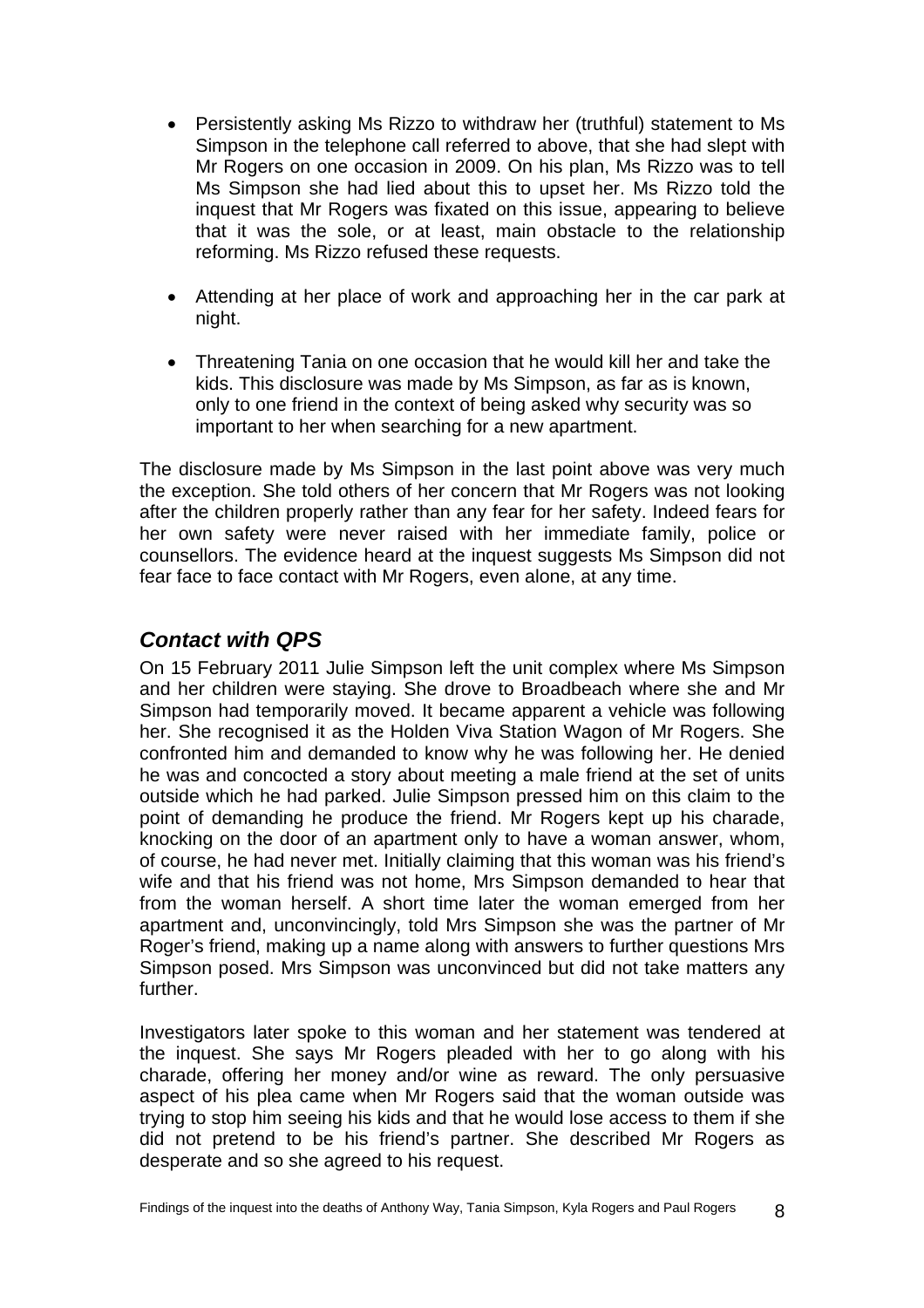- Persistently asking Ms Rizzo to withdraw her (truthful) statement to Ms Simpson in the telephone call referred to above, that she had slept with Mr Rogers on one occasion in 2009. On his plan, Ms Rizzo was to tell Ms Simpson she had lied about this to upset her. Ms Rizzo told the inquest that Mr Rogers was fixated on this issue, appearing to believe that it was the sole, or at least, main obstacle to the relationship reforming. Ms Rizzo refused these requests.

- Attending at her place of work and approaching her in the car park at night.

- Threatening Tania on one occasion that he would kill her and take the kids. This disclosure was made by Ms Simpson, as far as is known, only to one friend in the context of being asked why security was so important to her when searching for a new apartment.

The disclosure made by Ms Simpson in the last point above was very much the exception. She told others of her concern that Mr Rogers was not looking after the children properly rather than any fear for her safety. Indeed fears for her own safety were never raised with her immediate family, police or counsellors. The evidence heard at the inquest suggests Ms Simpson did not fear face to face contact with Mr Rogers, even alone, at any time.

## *Contact with QPS*

On 15 February 2011 Julie Simpson left the unit complex where Ms Simpson and her children were staying. She drove to Broadbeach where she and Mr Simpson had temporarily moved. It became apparent a vehicle was following her. She recognised it as the Holden Viva Station Wagon of Mr Rogers. She confronted him and demanded to know why he was following her. He denied he was and concocted a story about meeting a male friend at the set of units outside which he had parked. Julie Simpson pressed him on this claim to the point of demanding he produce the friend. Mr Rogers kept up his charade, knocking on the door of an apartment only to have a woman answer, whom, of course, he had never met. Initially claiming that this woman was his friend's wife and that his friend was not home, Mrs Simpson demanded to hear that from the woman herself. A short time later the woman emerged from her apartment and, unconvincingly, told Mrs Simpson she was the partner of Mr Roger's friend, making up a name along with answers to further questions Mrs Simpson posed. Mrs Simpson was unconvinced but did not take matters any further.

Investigators later spoke to this woman and her statement was tendered at the inquest. She says Mr Rogers pleaded with her to go along with his charade, offering her money and/or wine as reward. The only persuasive aspect of his plea came when Mr Rogers said that the woman outside was trying to stop him seeing his kids and that he would lose access to them if she did not pretend to be his friend's partner. She described Mr Rogers as desperate and so she agreed to his request.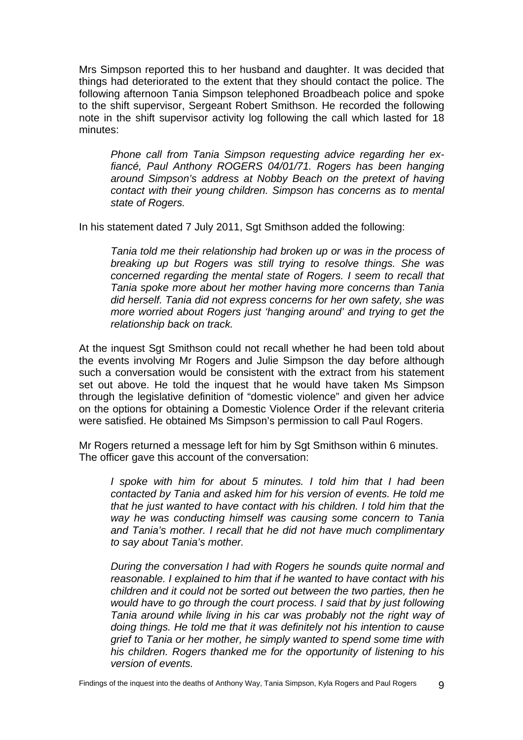Mrs Simpson reported this to her husband and daughter. It was decided that things had deteriorated to the extent that they should contact the police. The following afternoon Tania Simpson telephoned Broadbeach police and spoke to the shift supervisor, Sergeant Robert Smithson. He recorded the following note in the shift supervisor activity log following the call which lasted for 18 minutes:

> *Phone call from Tania Simpson requesting advice regarding her ex-fiancé, Paul Anthony ROGERS 04/01/71. Rogers has been hanging around Simpson's address at Nobby Beach on the pretext of having contact with their young children. Simpson has concerns as to mental state of Rogers.*

In his statement dated 7 July 2011, Sgt Smithson added the following:

> *Tania told me their relationship had broken up or was in the process of breaking up but Rogers was still trying to resolve things. She was concerned regarding the mental state of Rogers. I seem to recall that Tania spoke more about her mother having more concerns than Tania did herself. Tania did not express concerns for her own safety, she was more worried about Rogers just 'hanging around' and trying to get the relationship back on track.*

At the inquest Sgt Smithson could not recall whether he had been told about the events involving Mr Rogers and Julie Simpson the day before although such a conversation would be consistent with the extract from his statement set out above. He told the inquest that he would have taken Ms Simpson through the legislative definition of "domestic violence" and given her advice on the options for obtaining a Domestic Violence Order if the relevant criteria were satisfied. He obtained Ms Simpson's permission to call Paul Rogers.

Mr Rogers returned a message left for him by Sgt Smithson within 6 minutes. The officer gave this account of the conversation:

> *I spoke with him for about 5 minutes. I told him that I had been contacted by Tania and asked him for his version of events. He told me that he just wanted to have contact with his children. I told him that the way he was conducting himself was causing some concern to Tania and Tania's mother. I recall that he did not have much complimentary to say about Tania's mother.*
>
> *During the conversation I had with Rogers he sounds quite normal and reasonable. I explained to him that if he wanted to have contact with his children and it could not be sorted out between the two parties, then he would have to go through the court process. I said that by just following Tania around while living in his car was probably not the right way of doing things. He told me that it was definitely not his intention to cause grief to Tania or her mother, he simply wanted to spend some time with his children. Rogers thanked me for the opportunity of listening to his version of events.*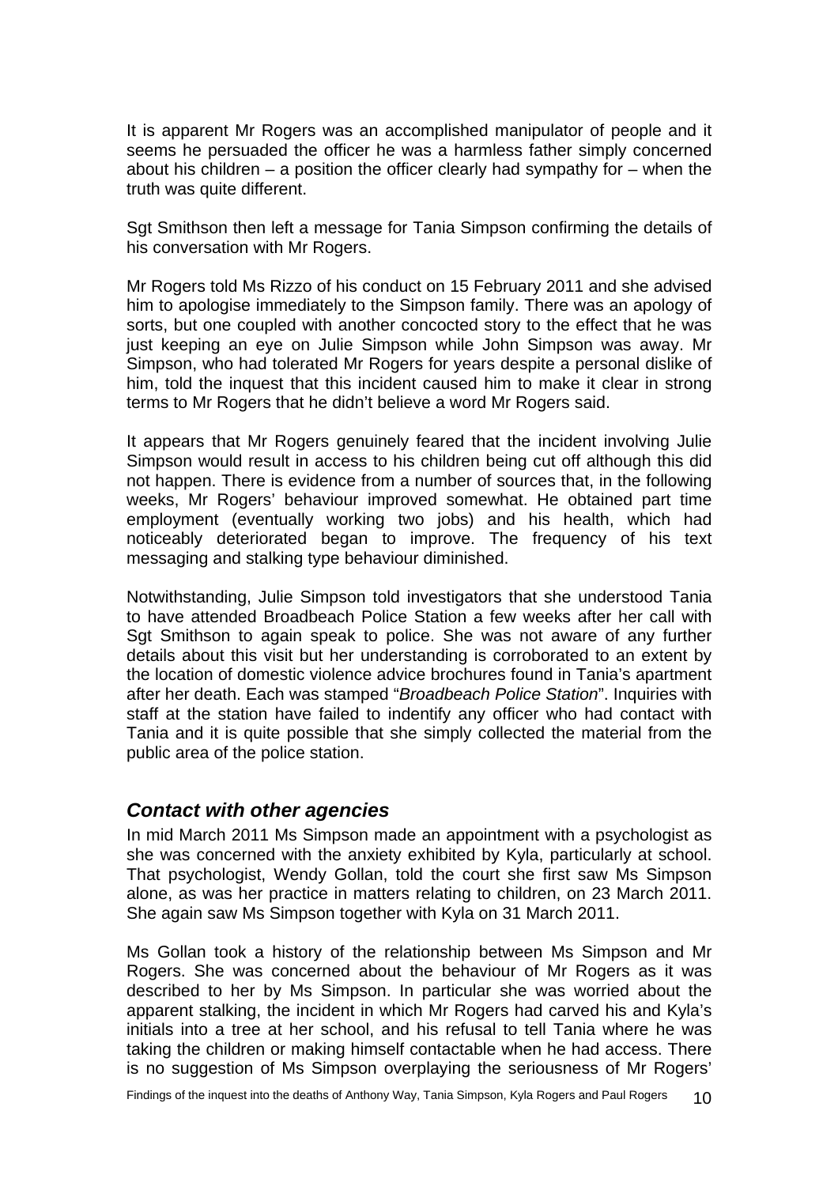It is apparent Mr Rogers was an accomplished manipulator of people and it seems he persuaded the officer he was a harmless father simply concerned about his children – a position the officer clearly had sympathy for – when the truth was quite different.

Sgt Smithson then left a message for Tania Simpson confirming the details of his conversation with Mr Rogers.

Mr Rogers told Ms Rizzo of his conduct on 15 February 2011 and she advised him to apologise immediately to the Simpson family. There was an apology of sorts, but one coupled with another concocted story to the effect that he was just keeping an eye on Julie Simpson while John Simpson was away. Mr Simpson, who had tolerated Mr Rogers for years despite a personal dislike of him, told the inquest that this incident caused him to make it clear in strong terms to Mr Rogers that he didn't believe a word Mr Rogers said.

It appears that Mr Rogers genuinely feared that the incident involving Julie Simpson would result in access to his children being cut off although this did not happen. There is evidence from a number of sources that, in the following weeks, Mr Rogers' behaviour improved somewhat. He obtained part time employment (eventually working two jobs) and his health, which had noticeably deteriorated began to improve. The frequency of his text messaging and stalking type behaviour diminished.

Notwithstanding, Julie Simpson told investigators that she understood Tania to have attended Broadbeach Police Station a few weeks after her call with Sgt Smithson to again speak to police. She was not aware of any further details about this visit but her understanding is corroborated to an extent by the location of domestic violence advice brochures found in Tania's apartment after her death. Each was stamped "*Broadbeach Police Station*". Inquiries with staff at the station have failed to indentify any officer who had contact with Tania and it is quite possible that she simply collected the material from the public area of the police station.

## *Contact with other agencies*

In mid March 2011 Ms Simpson made an appointment with a psychologist as she was concerned with the anxiety exhibited by Kyla, particularly at school. That psychologist, Wendy Gollan, told the court she first saw Ms Simpson alone, as was her practice in matters relating to children, on 23 March 2011. She again saw Ms Simpson together with Kyla on 31 March 2011.

Ms Gollan took a history of the relationship between Ms Simpson and Mr Rogers. She was concerned about the behaviour of Mr Rogers as it was described to her by Ms Simpson. In particular she was worried about the apparent stalking, the incident in which Mr Rogers had carved his and Kyla's initials into a tree at her school, and his refusal to tell Tania where he was taking the children or making himself contactable when he had access. There is no suggestion of Ms Simpson overplaying the seriousness of Mr Rogers'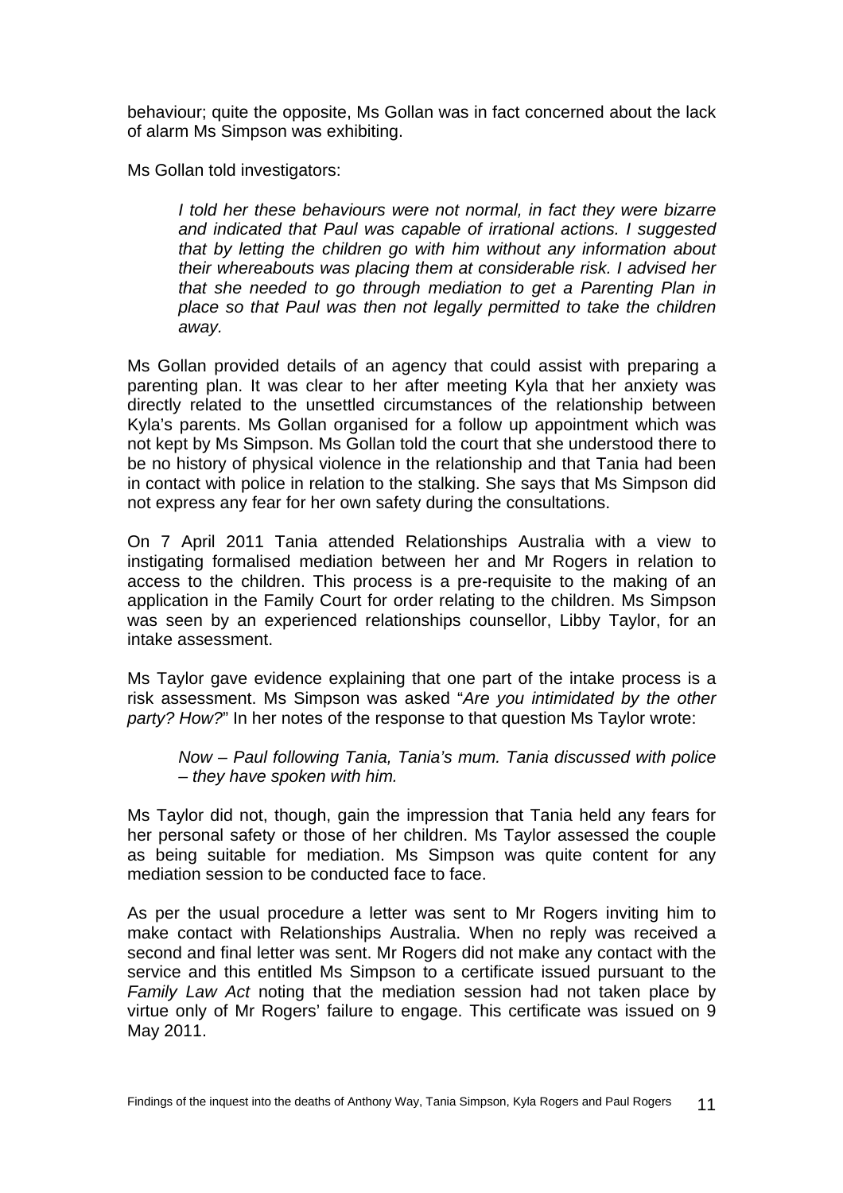behaviour; quite the opposite, Ms Gollan was in fact concerned about the lack of alarm Ms Simpson was exhibiting.

Ms Gollan told investigators:

> *I told her these behaviours were not normal, in fact they were bizarre and indicated that Paul was capable of irrational actions. I suggested that by letting the children go with him without any information about their whereabouts was placing them at considerable risk. I advised her that she needed to go through mediation to get a Parenting Plan in place so that Paul was then not legally permitted to take the children away.*

Ms Gollan provided details of an agency that could assist with preparing a parenting plan. It was clear to her after meeting Kyla that her anxiety was directly related to the unsettled circumstances of the relationship between Kyla's parents. Ms Gollan organised for a follow up appointment which was not kept by Ms Simpson. Ms Gollan told the court that she understood there to be no history of physical violence in the relationship and that Tania had been in contact with police in relation to the stalking. She says that Ms Simpson did not express any fear for her own safety during the consultations.

On 7 April 2011 Tania attended Relationships Australia with a view to instigating formalised mediation between her and Mr Rogers in relation to access to the children. This process is a pre-requisite to the making of an application in the Family Court for order relating to the children. Ms Simpson was seen by an experienced relationships counsellor, Libby Taylor, for an intake assessment.

Ms Taylor gave evidence explaining that one part of the intake process is a risk assessment. Ms Simpson was asked "*Are you intimidated by the other party? How?*" In her notes of the response to that question Ms Taylor wrote:

> *Now – Paul following Tania, Tania's mum. Tania discussed with police – they have spoken with him.*

Ms Taylor did not, though, gain the impression that Tania held any fears for her personal safety or those of her children. Ms Taylor assessed the couple as being suitable for mediation. Ms Simpson was quite content for any mediation session to be conducted face to face.

As per the usual procedure a letter was sent to Mr Rogers inviting him to make contact with Relationships Australia. When no reply was received a second and final letter was sent. Mr Rogers did not make any contact with the service and this entitled Ms Simpson to a certificate issued pursuant to the *Family Law Act* noting that the mediation session had not taken place by virtue only of Mr Rogers' failure to engage. This certificate was issued on 9 May 2011.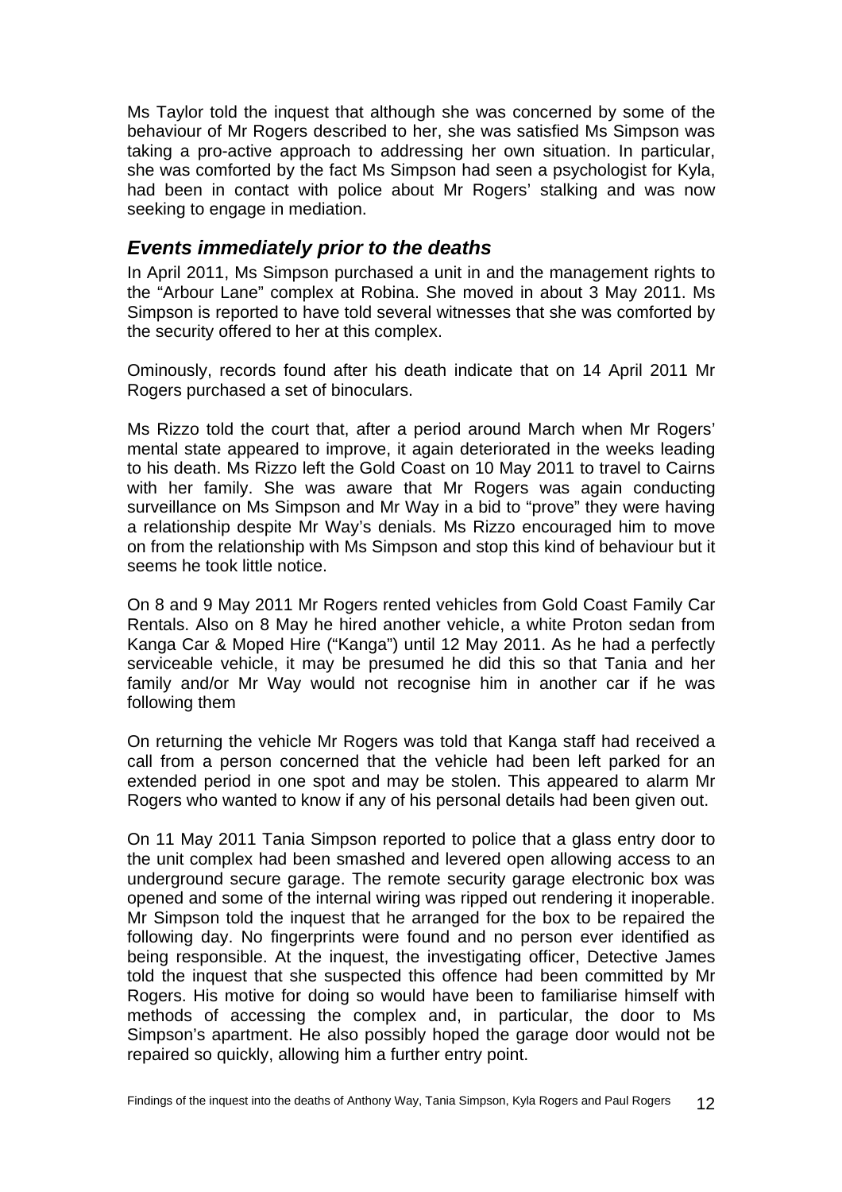Ms Taylor told the inquest that although she was concerned by some of the behaviour of Mr Rogers described to her, she was satisfied Ms Simpson was taking a pro-active approach to addressing her own situation. In particular, she was comforted by the fact Ms Simpson had seen a psychologist for Kyla, had been in contact with police about Mr Rogers' stalking and was now seeking to engage in mediation.

### *Events immediately prior to the deaths*

In April 2011, Ms Simpson purchased a unit in and the management rights to the "Arbour Lane" complex at Robina. She moved in about 3 May 2011. Ms Simpson is reported to have told several witnesses that she was comforted by the security offered to her at this complex.

Ominously, records found after his death indicate that on 14 April 2011 Mr Rogers purchased a set of binoculars.

Ms Rizzo told the court that, after a period around March when Mr Rogers' mental state appeared to improve, it again deteriorated in the weeks leading to his death. Ms Rizzo left the Gold Coast on 10 May 2011 to travel to Cairns with her family. She was aware that Mr Rogers was again conducting surveillance on Ms Simpson and Mr Way in a bid to "prove" they were having a relationship despite Mr Way's denials. Ms Rizzo encouraged him to move on from the relationship with Ms Simpson and stop this kind of behaviour but it seems he took little notice.

On 8 and 9 May 2011 Mr Rogers rented vehicles from Gold Coast Family Car Rentals. Also on 8 May he hired another vehicle, a white Proton sedan from Kanga Car & Moped Hire ("Kanga") until 12 May 2011. As he had a perfectly serviceable vehicle, it may be presumed he did this so that Tania and her family and/or Mr Way would not recognise him in another car if he was following them

On returning the vehicle Mr Rogers was told that Kanga staff had received a call from a person concerned that the vehicle had been left parked for an extended period in one spot and may be stolen. This appeared to alarm Mr Rogers who wanted to know if any of his personal details had been given out.

On 11 May 2011 Tania Simpson reported to police that a glass entry door to the unit complex had been smashed and levered open allowing access to an underground secure garage. The remote security garage electronic box was opened and some of the internal wiring was ripped out rendering it inoperable. Mr Simpson told the inquest that he arranged for the box to be repaired the following day. No fingerprints were found and no person ever identified as being responsible. At the inquest, the investigating officer, Detective James told the inquest that she suspected this offence had been committed by Mr Rogers. His motive for doing so would have been to familiarise himself with methods of accessing the complex and, in particular, the door to Ms Simpson's apartment. He also possibly hoped the garage door would not be repaired so quickly, allowing him a further entry point.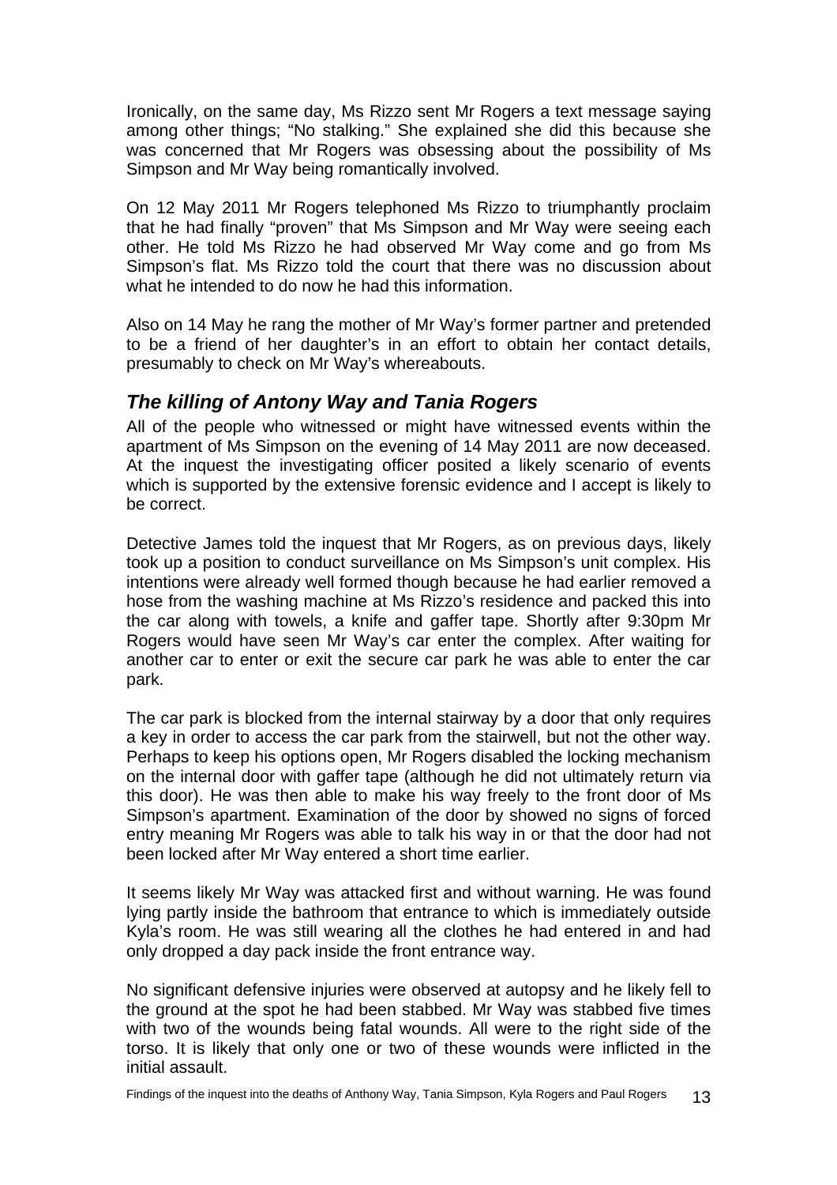Ironically, on the same day, Ms Rizzo sent Mr Rogers a text message saying among other things; "No stalking." She explained she did this because she was concerned that Mr Rogers was obsessing about the possibility of Ms Simpson and Mr Way being romantically involved.

On 12 May 2011 Mr Rogers telephoned Ms Rizzo to triumphantly proclaim that he had finally "proven" that Ms Simpson and Mr Way were seeing each other. He told Ms Rizzo he had observed Mr Way come and go from Ms Simpson's flat. Ms Rizzo told the court that there was no discussion about what he intended to do now he had this information.

Also on 14 May he rang the mother of Mr Way's former partner and pretended to be a friend of her daughter's in an effort to obtain her contact details, presumably to check on Mr Way's whereabouts.

## *The killing of Antony Way and Tania Rogers*

All of the people who witnessed or might have witnessed events within the apartment of Ms Simpson on the evening of 14 May 2011 are now deceased. At the inquest the investigating officer posited a likely scenario of events which is supported by the extensive forensic evidence and I accept is likely to be correct.

Detective James told the inquest that Mr Rogers, as on previous days, likely took up a position to conduct surveillance on Ms Simpson's unit complex. His intentions were already well formed though because he had earlier removed a hose from the washing machine at Ms Rizzo's residence and packed this into the car along with towels, a knife and gaffer tape. Shortly after 9:30pm Mr Rogers would have seen Mr Way's car enter the complex. After waiting for another car to enter or exit the secure car park he was able to enter the car park.

The car park is blocked from the internal stairway by a door that only requires a key in order to access the car park from the stairwell, but not the other way. Perhaps to keep his options open, Mr Rogers disabled the locking mechanism on the internal door with gaffer tape (although he did not ultimately return via this door). He was then able to make his way freely to the front door of Ms Simpson's apartment. Examination of the door by showed no signs of forced entry meaning Mr Rogers was able to talk his way in or that the door had not been locked after Mr Way entered a short time earlier.

It seems likely Mr Way was attacked first and without warning. He was found lying partly inside the bathroom that entrance to which is immediately outside Kyla's room. He was still wearing all the clothes he had entered in and had only dropped a day pack inside the front entrance way.

No significant defensive injuries were observed at autopsy and he likely fell to the ground at the spot he had been stabbed. Mr Way was stabbed five times with two of the wounds being fatal wounds. All were to the right side of the torso. It is likely that only one or two of these wounds were inflicted in the initial assault.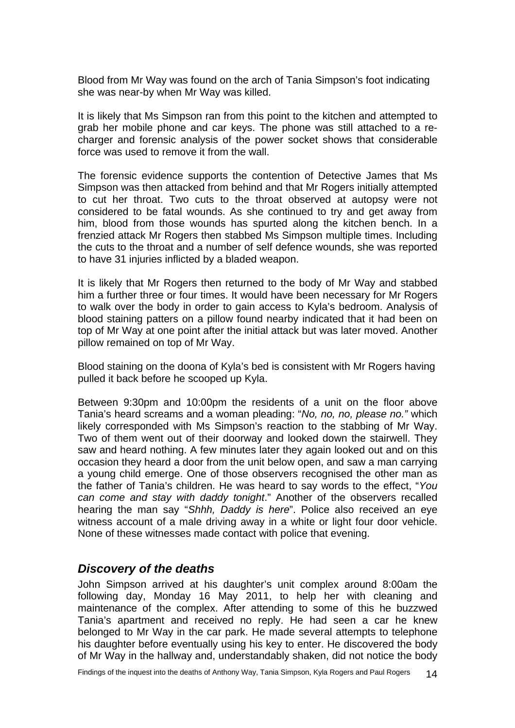Blood from Mr Way was found on the arch of Tania Simpson's foot indicating she was near-by when Mr Way was killed.

It is likely that Ms Simpson ran from this point to the kitchen and attempted to grab her mobile phone and car keys. The phone was still attached to a re-charger and forensic analysis of the power socket shows that considerable force was used to remove it from the wall.

The forensic evidence supports the contention of Detective James that Ms Simpson was then attacked from behind and that Mr Rogers initially attempted to cut her throat. Two cuts to the throat observed at autopsy were not considered to be fatal wounds. As she continued to try and get away from him, blood from those wounds has spurted along the kitchen bench. In a frenzied attack Mr Rogers then stabbed Ms Simpson multiple times. Including the cuts to the throat and a number of self defence wounds, she was reported to have 31 injuries inflicted by a bladed weapon.

It is likely that Mr Rogers then returned to the body of Mr Way and stabbed him a further three or four times. It would have been necessary for Mr Rogers to walk over the body in order to gain access to Kyla's bedroom. Analysis of blood staining patters on a pillow found nearby indicated that it had been on top of Mr Way at one point after the initial attack but was later moved. Another pillow remained on top of Mr Way.

Blood staining on the doona of Kyla's bed is consistent with Mr Rogers having pulled it back before he scooped up Kyla.

Between 9:30pm and 10:00pm the residents of a unit on the floor above Tania's heard screams and a woman pleading: "*No, no, no, please no.*" which likely corresponded with Ms Simpson's reaction to the stabbing of Mr Way. Two of them went out of their doorway and looked down the stairwell. They saw and heard nothing. A few minutes later they again looked out and on this occasion they heard a door from the unit below open, and saw a man carrying a young child emerge. One of those observers recognised the other man as the father of Tania's children. He was heard to say words to the effect, "*You can come and stay with daddy tonight*." Another of the observers recalled hearing the man say "*Shhh, Daddy is here*". Police also received an eye witness account of a male driving away in a white or light four door vehicle. None of these witnesses made contact with police that evening.

## *Discovery of the deaths*

John Simpson arrived at his daughter's unit complex around 8:00am the following day, Monday 16 May 2011, to help her with cleaning and maintenance of the complex. After attending to some of this he buzzwed Tania's apartment and received no reply. He had seen a car he knew belonged to Mr Way in the car park. He made several attempts to telephone his daughter before eventually using his key to enter. He discovered the body of Mr Way in the hallway and, understandably shaken, did not notice the body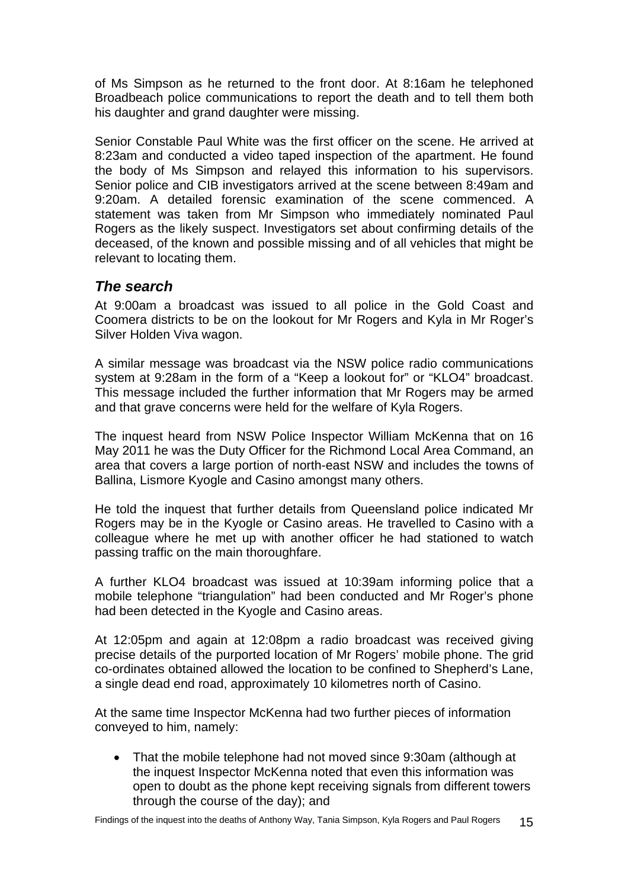of Ms Simpson as he returned to the front door. At 8:16am he telephoned Broadbeach police communications to report the death and to tell them both his daughter and grand daughter were missing.

Senior Constable Paul White was the first officer on the scene. He arrived at 8:23am and conducted a video taped inspection of the apartment. He found the body of Ms Simpson and relayed this information to his supervisors. Senior police and CIB investigators arrived at the scene between 8:49am and 9:20am. A detailed forensic examination of the scene commenced. A statement was taken from Mr Simpson who immediately nominated Paul Rogers as the likely suspect. Investigators set about confirming details of the deceased, of the known and possible missing and of all vehicles that might be relevant to locating them.

## *The search*

At 9:00am a broadcast was issued to all police in the Gold Coast and Coomera districts to be on the lookout for Mr Rogers and Kyla in Mr Roger's Silver Holden Viva wagon.

A similar message was broadcast via the NSW police radio communications system at 9:28am in the form of a "Keep a lookout for" or "KLO4" broadcast. This message included the further information that Mr Rogers may be armed and that grave concerns were held for the welfare of Kyla Rogers.

The inquest heard from NSW Police Inspector William McKenna that on 16 May 2011 he was the Duty Officer for the Richmond Local Area Command, an area that covers a large portion of north-east NSW and includes the towns of Ballina, Lismore Kyogle and Casino amongst many others.

He told the inquest that further details from Queensland police indicated Mr Rogers may be in the Kyogle or Casino areas. He travelled to Casino with a colleague where he met up with another officer he had stationed to watch passing traffic on the main thoroughfare.

A further KLO4 broadcast was issued at 10:39am informing police that a mobile telephone "triangulation" had been conducted and Mr Roger's phone had been detected in the Kyogle and Casino areas.

At 12:05pm and again at 12:08pm a radio broadcast was received giving precise details of the purported location of Mr Rogers' mobile phone. The grid co-ordinates obtained allowed the location to be confined to Shepherd's Lane, a single dead end road, approximately 10 kilometres north of Casino.

At the same time Inspector McKenna had two further pieces of information conveyed to him, namely:

- That the mobile telephone had not moved since 9:30am (although at the inquest Inspector McKenna noted that even this information was open to doubt as the phone kept receiving signals from different towers through the course of the day); and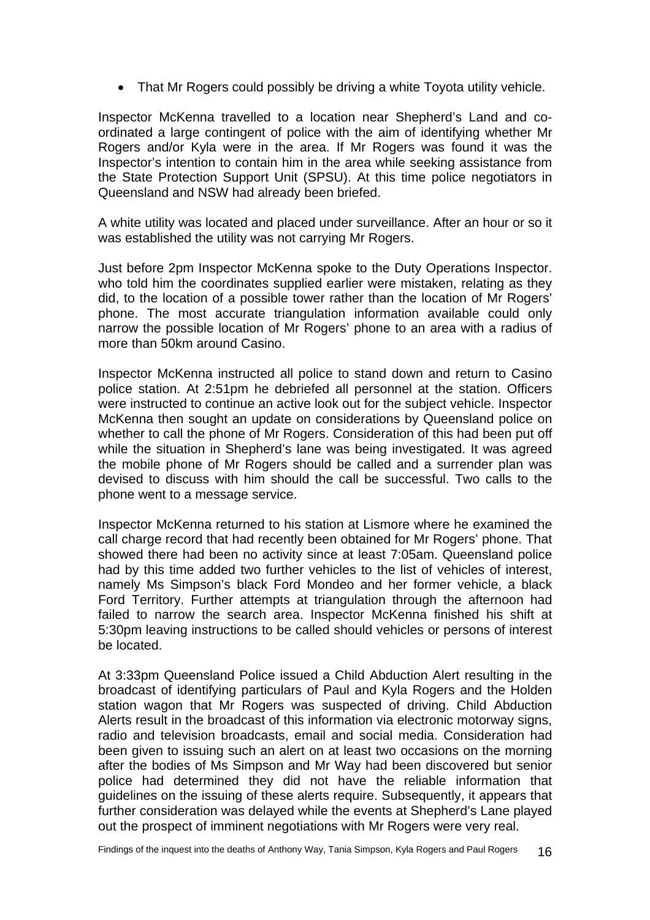- That Mr Rogers could possibly be driving a white Toyota utility vehicle.

Inspector McKenna travelled to a location near Shepherd's Land and co-ordinated a large contingent of police with the aim of identifying whether Mr Rogers and/or Kyla were in the area. If Mr Rogers was found it was the Inspector's intention to contain him in the area while seeking assistance from the State Protection Support Unit (SPSU). At this time police negotiators in Queensland and NSW had already been briefed.

A white utility was located and placed under surveillance. After an hour or so it was established the utility was not carrying Mr Rogers.

Just before 2pm Inspector McKenna spoke to the Duty Operations Inspector. who told him the coordinates supplied earlier were mistaken, relating as they did, to the location of a possible tower rather than the location of Mr Rogers' phone. The most accurate triangulation information available could only narrow the possible location of Mr Rogers' phone to an area with a radius of more than 50km around Casino.

Inspector McKenna instructed all police to stand down and return to Casino police station. At 2:51pm he debriefed all personnel at the station. Officers were instructed to continue an active look out for the subject vehicle. Inspector McKenna then sought an update on considerations by Queensland police on whether to call the phone of Mr Rogers. Consideration of this had been put off while the situation in Shepherd's lane was being investigated. It was agreed the mobile phone of Mr Rogers should be called and a surrender plan was devised to discuss with him should the call be successful. Two calls to the phone went to a message service.

Inspector McKenna returned to his station at Lismore where he examined the call charge record that had recently been obtained for Mr Rogers' phone. That showed there had been no activity since at least 7:05am. Queensland police had by this time added two further vehicles to the list of vehicles of interest, namely Ms Simpson's black Ford Mondeo and her former vehicle, a black Ford Territory. Further attempts at triangulation through the afternoon had failed to narrow the search area. Inspector McKenna finished his shift at 5:30pm leaving instructions to be called should vehicles or persons of interest be located.

At 3:33pm Queensland Police issued a Child Abduction Alert resulting in the broadcast of identifying particulars of Paul and Kyla Rogers and the Holden station wagon that Mr Rogers was suspected of driving. Child Abduction Alerts result in the broadcast of this information via electronic motorway signs, radio and television broadcasts, email and social media. Consideration had been given to issuing such an alert on at least two occasions on the morning after the bodies of Ms Simpson and Mr Way had been discovered but senior police had determined they did not have the reliable information that guidelines on the issuing of these alerts require. Subsequently, it appears that further consideration was delayed while the events at Shepherd's Lane played out the prospect of imminent negotiations with Mr Rogers were very real.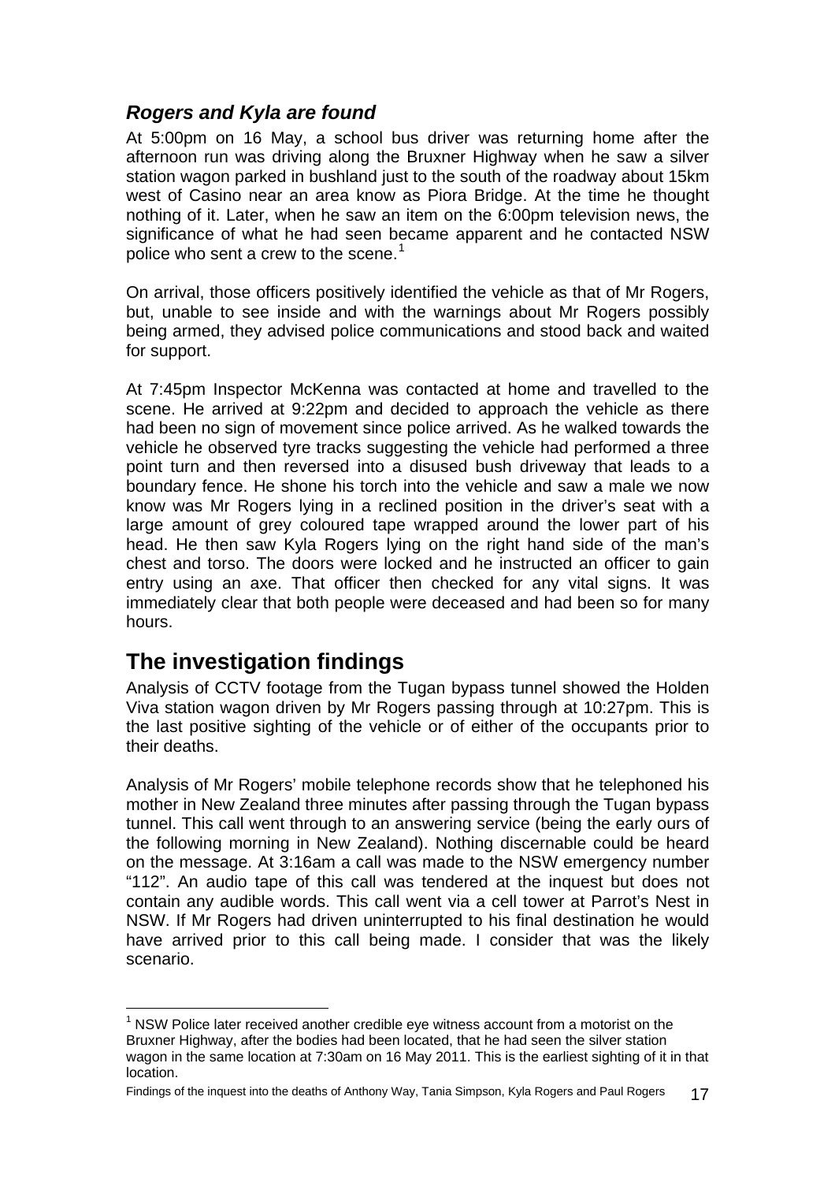### *Rogers and Kyla are found*

At 5:00pm on 16 May, a school bus driver was returning home after the afternoon run was driving along the Bruxner Highway when he saw a silver station wagon parked in bushland just to the south of the roadway about 15km west of Casino near an area know as Piora Bridge. At the time he thought nothing of it. Later, when he saw an item on the 6:00pm television news, the significance of what he had seen became apparent and he contacted NSW police who sent a crew to the scene.[1]

On arrival, those officers positively identified the vehicle as that of Mr Rogers, but, unable to see inside and with the warnings about Mr Rogers possibly being armed, they advised police communications and stood back and waited for support.

At 7:45pm Inspector McKenna was contacted at home and travelled to the scene. He arrived at 9:22pm and decided to approach the vehicle as there had been no sign of movement since police arrived. As he walked towards the vehicle he observed tyre tracks suggesting the vehicle had performed a three point turn and then reversed into a disused bush driveway that leads to a boundary fence. He shone his torch into the vehicle and saw a male we now know was Mr Rogers lying in a reclined position in the driver's seat with a large amount of grey coloured tape wrapped around the lower part of his head. He then saw Kyla Rogers lying on the right hand side of the man's chest and torso. The doors were locked and he instructed an officer to gain entry using an axe. That officer then checked for any vital signs. It was immediately clear that both people were deceased and had been so for many hours.

## The investigation findings

Analysis of CCTV footage from the Tugan bypass tunnel showed the Holden Viva station wagon driven by Mr Rogers passing through at 10:27pm. This is the last positive sighting of the vehicle or of either of the occupants prior to their deaths.

Analysis of Mr Rogers' mobile telephone records show that he telephoned his mother in New Zealand three minutes after passing through the Tugan bypass tunnel. This call went through to an answering service (being the early ours of the following morning in New Zealand). Nothing discernable could be heard on the message. At 3:16am a call was made to the NSW emergency number "112". An audio tape of this call was tendered at the inquest but does not contain any audible words. This call went via a cell tower at Parrot's Nest in NSW. If Mr Rogers had driven uninterrupted to his final destination he would have arrived prior to this call being made. I consider that was the likely scenario.

---

[1] NSW Police later received another credible eye witness account from a motorist on the Bruxner Highway, after the bodies had been located, that he had seen the silver station wagon in the same location at 7:30am on 16 May 2011. This is the earliest sighting of it in that location.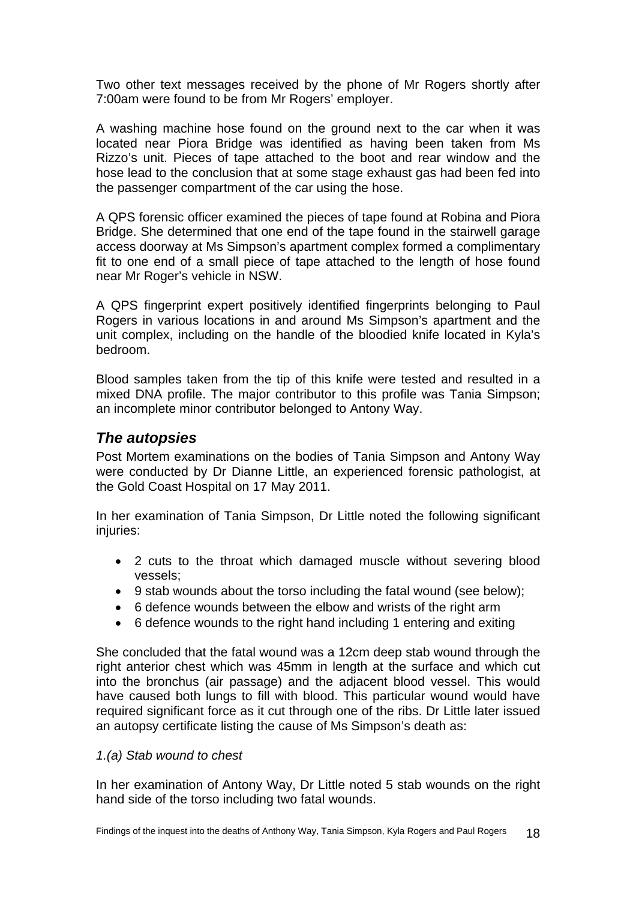Two other text messages received by the phone of Mr Rogers shortly after 7:00am were found to be from Mr Rogers' employer.

A washing machine hose found on the ground next to the car when it was located near Piora Bridge was identified as having been taken from Ms Rizzo's unit. Pieces of tape attached to the boot and rear window and the hose lead to the conclusion that at some stage exhaust gas had been fed into the passenger compartment of the car using the hose.

A QPS forensic officer examined the pieces of tape found at Robina and Piora Bridge. She determined that one end of the tape found in the stairwell garage access doorway at Ms Simpson's apartment complex formed a complimentary fit to one end of a small piece of tape attached to the length of hose found near Mr Roger's vehicle in NSW.

A QPS fingerprint expert positively identified fingerprints belonging to Paul Rogers in various locations in and around Ms Simpson's apartment and the unit complex, including on the handle of the bloodied knife located in Kyla's bedroom.

Blood samples taken from the tip of this knife were tested and resulted in a mixed DNA profile. The major contributor to this profile was Tania Simpson; an incomplete minor contributor belonged to Antony Way.

## *The autopsies*

Post Mortem examinations on the bodies of Tania Simpson and Antony Way were conducted by Dr Dianne Little, an experienced forensic pathologist, at the Gold Coast Hospital on 17 May 2011.

In her examination of Tania Simpson, Dr Little noted the following significant injuries:

- 2 cuts to the throat which damaged muscle without severing blood vessels;
- 9 stab wounds about the torso including the fatal wound (see below);
- 6 defence wounds between the elbow and wrists of the right arm
- 6 defence wounds to the right hand including 1 entering and exiting

She concluded that the fatal wound was a 12cm deep stab wound through the right anterior chest which was 45mm in length at the surface and which cut into the bronchus (air passage) and the adjacent blood vessel. This would have caused both lungs to fill with blood. This particular wound would have required significant force as it cut through one of the ribs. Dr Little later issued an autopsy certificate listing the cause of Ms Simpson's death as:

*1.(a) Stab wound to chest*

In her examination of Antony Way, Dr Little noted 5 stab wounds on the right hand side of the torso including two fatal wounds.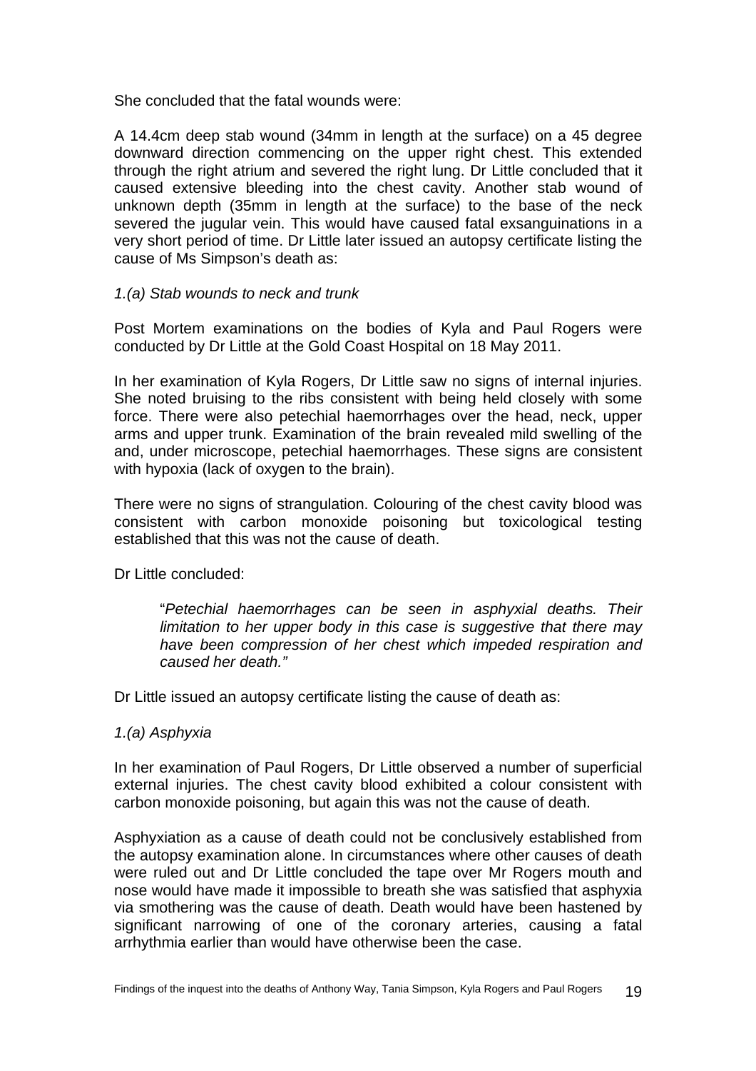She concluded that the fatal wounds were:

A 14.4cm deep stab wound (34mm in length at the surface) on a 45 degree downward direction commencing on the upper right chest. This extended through the right atrium and severed the right lung. Dr Little concluded that it caused extensive bleeding into the chest cavity. Another stab wound of unknown depth (35mm in length at the surface) to the base of the neck severed the jugular vein. This would have caused fatal exsanguinations in a very short period of time. Dr Little later issued an autopsy certificate listing the cause of Ms Simpson's death as:

*1.(a) Stab wounds to neck and trunk*

Post Mortem examinations on the bodies of Kyla and Paul Rogers were conducted by Dr Little at the Gold Coast Hospital on 18 May 2011.

In her examination of Kyla Rogers, Dr Little saw no signs of internal injuries. She noted bruising to the ribs consistent with being held closely with some force. There were also petechial haemorrhages over the head, neck, upper arms and upper trunk. Examination of the brain revealed mild swelling of the and, under microscope, petechial haemorrhages. These signs are consistent with hypoxia (lack of oxygen to the brain).

There were no signs of strangulation. Colouring of the chest cavity blood was consistent with carbon monoxide poisoning but toxicological testing established that this was not the cause of death.

Dr Little concluded:

> "*Petechial haemorrhages can be seen in asphyxial deaths. Their limitation to her upper body in this case is suggestive that there may have been compression of her chest which impeded respiration and caused her death."*

Dr Little issued an autopsy certificate listing the cause of death as:

*1.(a) Asphyxia*

In her examination of Paul Rogers, Dr Little observed a number of superficial external injuries. The chest cavity blood exhibited a colour consistent with carbon monoxide poisoning, but again this was not the cause of death.

Asphyxiation as a cause of death could not be conclusively established from the autopsy examination alone. In circumstances where other causes of death were ruled out and Dr Little concluded the tape over Mr Rogers mouth and nose would have made it impossible to breath she was satisfied that asphyxia via smothering was the cause of death. Death would have been hastened by significant narrowing of one of the coronary arteries, causing a fatal arrhythmia earlier than would have otherwise been the case.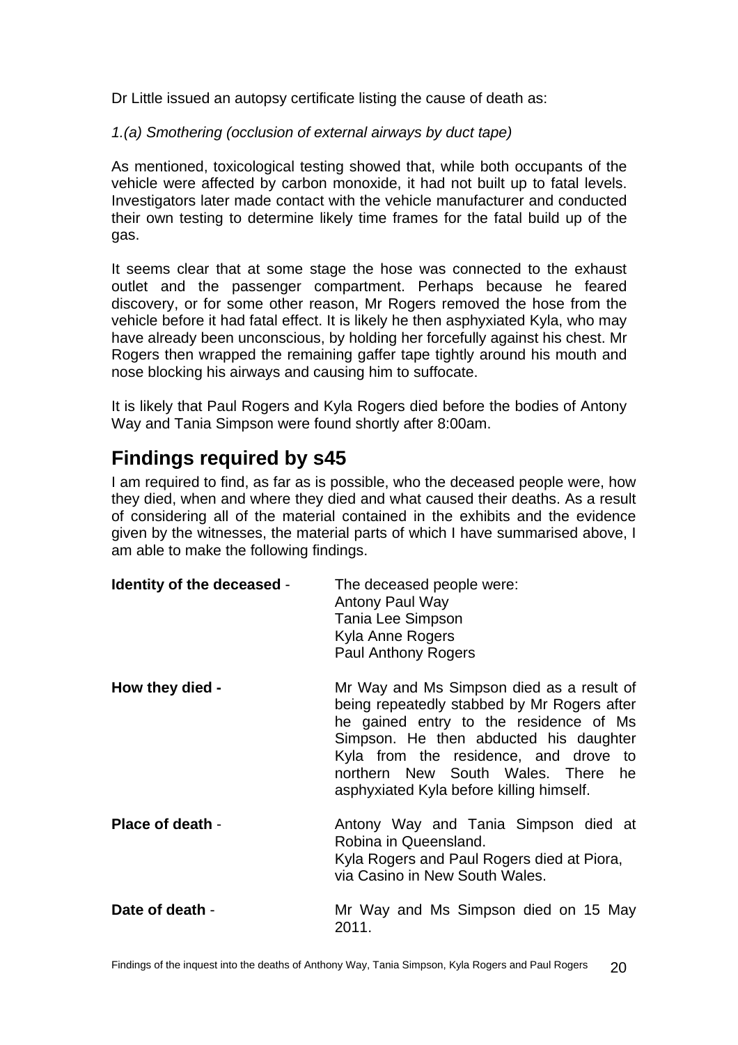Dr Little issued an autopsy certificate listing the cause of death as:

*1.(a) Smothering (occlusion of external airways by duct tape)*

As mentioned, toxicological testing showed that, while both occupants of the vehicle were affected by carbon monoxide, it had not built up to fatal levels. Investigators later made contact with the vehicle manufacturer and conducted their own testing to determine likely time frames for the fatal build up of the gas.

It seems clear that at some stage the hose was connected to the exhaust outlet and the passenger compartment. Perhaps because he feared discovery, or for some other reason, Mr Rogers removed the hose from the vehicle before it had fatal effect. It is likely he then asphyxiated Kyla, who may have already been unconscious, by holding her forcefully against his chest. Mr Rogers then wrapped the remaining gaffer tape tightly around his mouth and nose blocking his airways and causing him to suffocate.

It is likely that Paul Rogers and Kyla Rogers died before the bodies of Antony Way and Tania Simpson were found shortly after 8:00am.

## Findings required by s45

I am required to find, as far as is possible, who the deceased people were, how they died, when and where they died and what caused their deaths. As a result of considering all of the material contained in the exhibits and the evidence given by the witnesses, the material parts of which I have summarised above, I am able to make the following findings.

**Identity of the deceased** - The deceased people were:
Antony Paul Way
Tania Lee Simpson
Kyla Anne Rogers
Paul Anthony Rogers

**How they died -** Mr Way and Ms Simpson died as a result of being repeatedly stabbed by Mr Rogers after he gained entry to the residence of Ms Simpson. He then abducted his daughter Kyla from the residence, and drove to northern New South Wales. There he asphyxiated Kyla before killing himself.

**Place of death** - Antony Way and Tania Simpson died at Robina in Queensland.
Kyla Rogers and Paul Rogers died at Piora, via Casino in New South Wales.

**Date of death** - Mr Way and Ms Simpson died on 15 May 2011.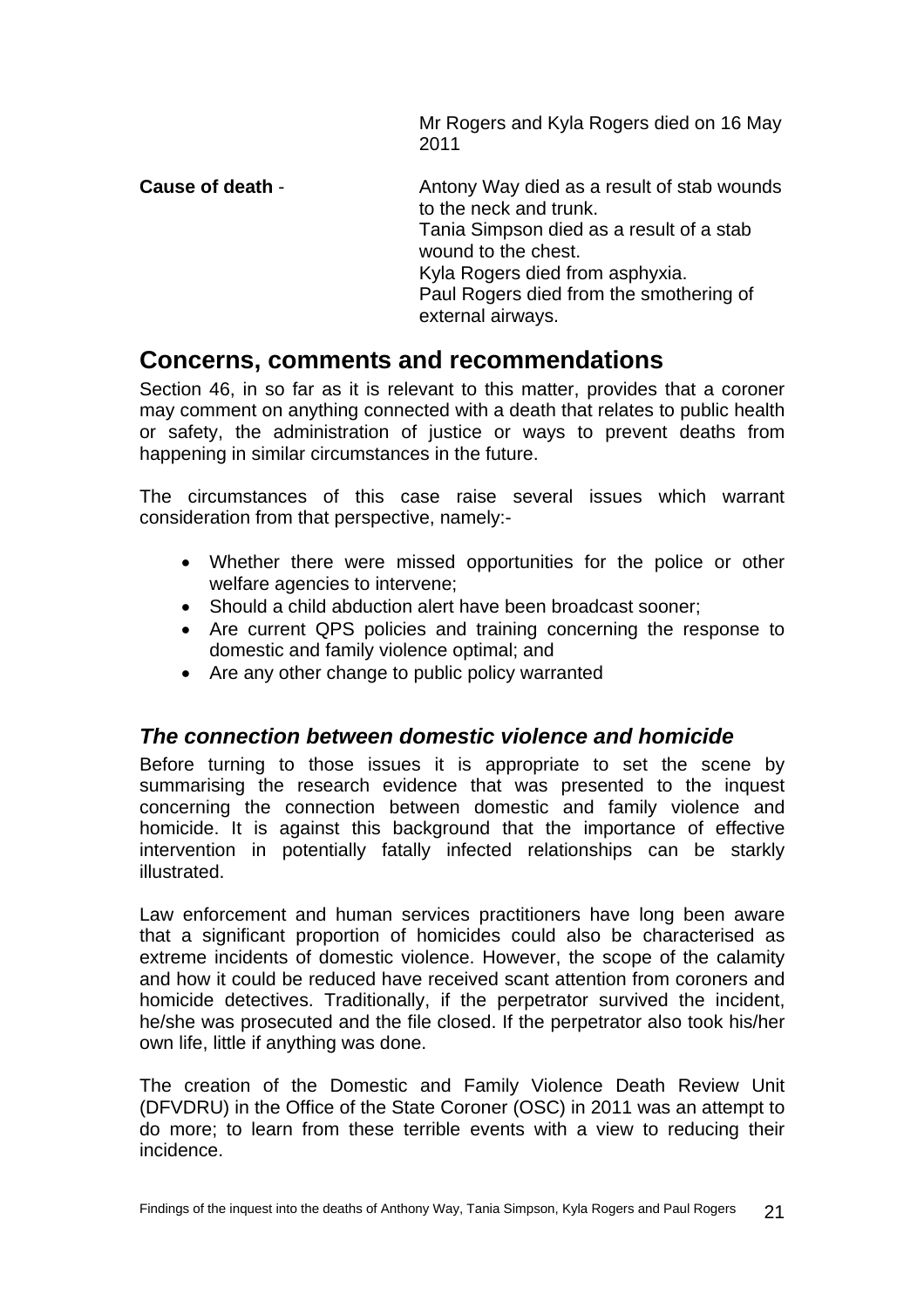Mr Rogers and Kyla Rogers died on 16 May 2011

**Cause of death** - Antony Way died as a result of stab wounds to the neck and trunk.
Tania Simpson died as a result of a stab wound to the chest.
Kyla Rogers died from asphyxia.
Paul Rogers died from the smothering of external airways.

## Concerns, comments and recommendations

Section 46, in so far as it is relevant to this matter, provides that a coroner may comment on anything connected with a death that relates to public health or safety, the administration of justice or ways to prevent deaths from happening in similar circumstances in the future.

The circumstances of this case raise several issues which warrant consideration from that perspective, namely:-

- Whether there were missed opportunities for the police or other welfare agencies to intervene;
- Should a child abduction alert have been broadcast sooner;
- Are current QPS policies and training concerning the response to domestic and family violence optimal; and
- Are any other change to public policy warranted

### *The connection between domestic violence and homicide*

Before turning to those issues it is appropriate to set the scene by summarising the research evidence that was presented to the inquest concerning the connection between domestic and family violence and homicide. It is against this background that the importance of effective intervention in potentially fatally infected relationships can be starkly illustrated.

Law enforcement and human services practitioners have long been aware that a significant proportion of homicides could also be characterised as extreme incidents of domestic violence. However, the scope of the calamity and how it could be reduced have received scant attention from coroners and homicide detectives. Traditionally, if the perpetrator survived the incident, he/she was prosecuted and the file closed. If the perpetrator also took his/her own life, little if anything was done.

The creation of the Domestic and Family Violence Death Review Unit (DFVDRU) in the Office of the State Coroner (OSC) in 2011 was an attempt to do more; to learn from these terrible events with a view to reducing their incidence.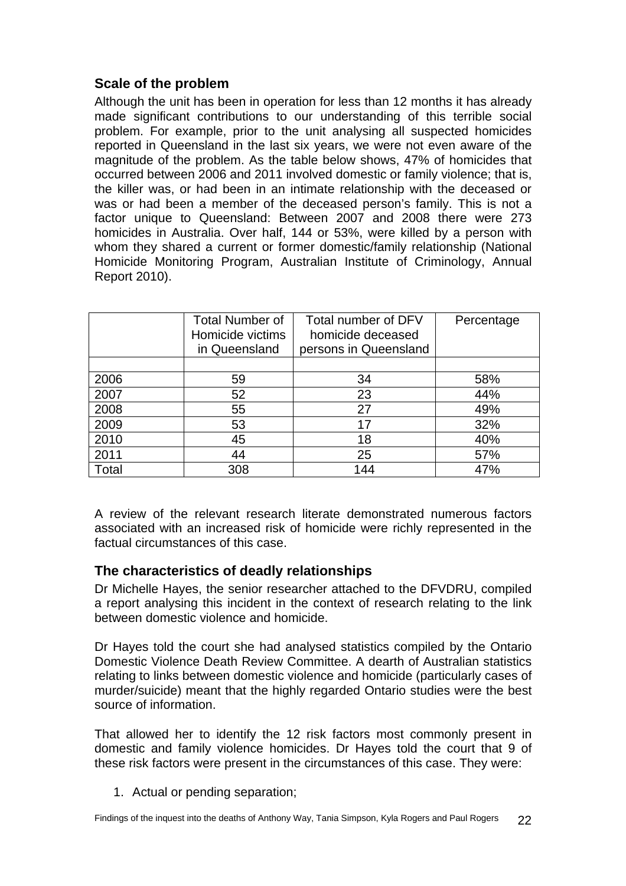## Scale of the problem

Although the unit has been in operation for less than 12 months it has already made significant contributions to our understanding of this terrible social problem. For example, prior to the unit analysing all suspected homicides reported in Queensland in the last six years, we were not even aware of the magnitude of the problem. As the table below shows, 47% of homicides that occurred between 2006 and 2011 involved domestic or family violence; that is, the killer was, or had been in an intimate relationship with the deceased or was or had been a member of the deceased person's family. This is not a factor unique to Queensland: Between 2007 and 2008 there were 273 homicides in Australia. Over half, 144 or 53%, were killed by a person with whom they shared a current or former domestic/family relationship (National Homicide Monitoring Program, Australian Institute of Criminology, Annual Report 2010).

| | Total Number of Homicide victims in Queensland | Total number of DFV homicide deceased persons in Queensland | Percentage |
|---|---|---|---|
| | | | |
| 2006 | 59 | 34 | 58% |
| 2007 | 52 | 23 | 44% |
| 2008 | 55 | 27 | 49% |
| 2009 | 53 | 17 | 32% |
| 2010 | 45 | 18 | 40% |
| 2011 | 44 | 25 | 57% |
| Total | 308 | 144 | 47% |

A review of the relevant research literate demonstrated numerous factors associated with an increased risk of homicide were richly represented in the factual circumstances of this case.

## The characteristics of deadly relationships

Dr Michelle Hayes, the senior researcher attached to the DFVDRU, compiled a report analysing this incident in the context of research relating to the link between domestic violence and homicide.

Dr Hayes told the court she had analysed statistics compiled by the Ontario Domestic Violence Death Review Committee. A dearth of Australian statistics relating to links between domestic violence and homicide (particularly cases of murder/suicide) meant that the highly regarded Ontario studies were the best source of information.

That allowed her to identify the 12 risk factors most commonly present in domestic and family violence homicides. Dr Hayes told the court that 9 of these risk factors were present in the circumstances of this case. They were:

1. Actual or pending separation;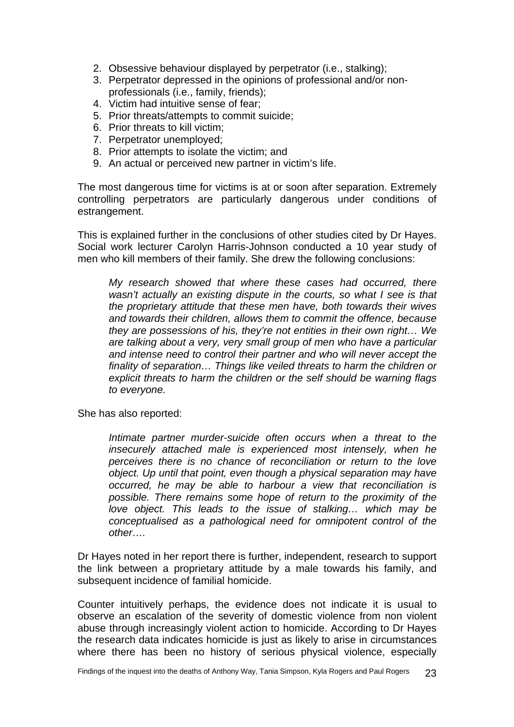2. Obsessive behaviour displayed by perpetrator (i.e., stalking);
3. Perpetrator depressed in the opinions of professional and/or non-professionals (i.e., family, friends);
4. Victim had intuitive sense of fear;
5. Prior threats/attempts to commit suicide;
6. Prior threats to kill victim;
7. Perpetrator unemployed;
8. Prior attempts to isolate the victim; and
9. An actual or perceived new partner in victim's life.

The most dangerous time for victims is at or soon after separation. Extremely controlling perpetrators are particularly dangerous under conditions of estrangement.

This is explained further in the conclusions of other studies cited by Dr Hayes. Social work lecturer Carolyn Harris-Johnson conducted a 10 year study of men who kill members of their family. She drew the following conclusions:

> *My research showed that where these cases had occurred, there wasn't actually an existing dispute in the courts, so what I see is that the proprietary attitude that these men have, both towards their wives and towards their children, allows them to commit the offence, because they are possessions of his, they're not entities in their own right… We are talking about a very, very small group of men who have a particular and intense need to control their partner and who will never accept the finality of separation… Things like veiled threats to harm the children or explicit threats to harm the children or the self should be warning flags to everyone.*

She has also reported:

> *Intimate partner murder-suicide often occurs when a threat to the insecurely attached male is experienced most intensely, when he perceives there is no chance of reconciliation or return to the love object. Up until that point, even though a physical separation may have occurred, he may be able to harbour a view that reconciliation is possible. There remains some hope of return to the proximity of the love object. This leads to the issue of stalking… which may be conceptualised as a pathological need for omnipotent control of the other….*

Dr Hayes noted in her report there is further, independent, research to support the link between a proprietary attitude by a male towards his family, and subsequent incidence of familial homicide.

Counter intuitively perhaps, the evidence does not indicate it is usual to observe an escalation of the severity of domestic violence from non violent abuse through increasingly violent action to homicide. According to Dr Hayes the research data indicates homicide is just as likely to arise in circumstances where there has been no history of serious physical violence, especially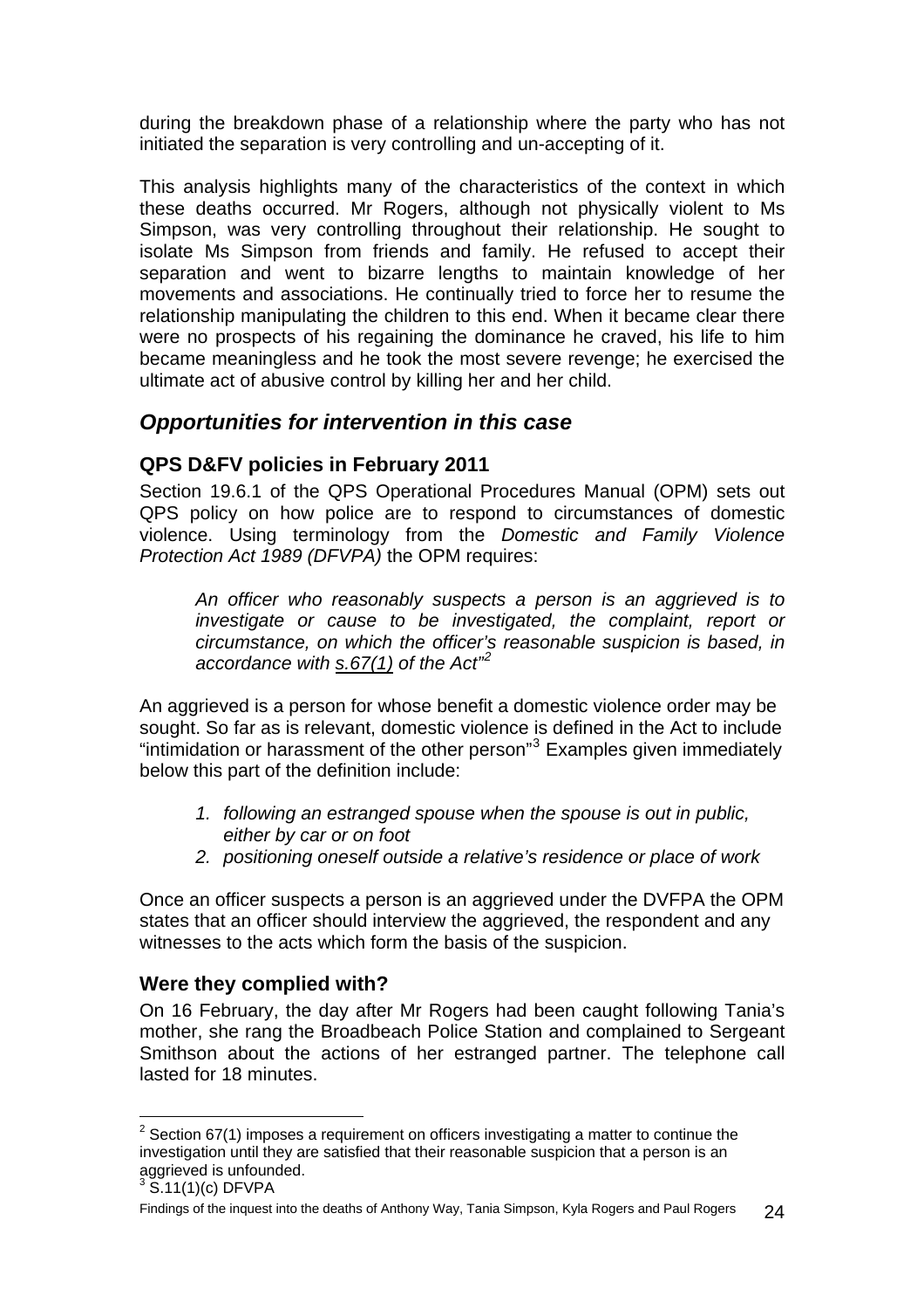during the breakdown phase of a relationship where the party who has not initiated the separation is very controlling and un-accepting of it.

This analysis highlights many of the characteristics of the context in which these deaths occurred. Mr Rogers, although not physically violent to Ms Simpson, was very controlling throughout their relationship. He sought to isolate Ms Simpson from friends and family. He refused to accept their separation and went to bizarre lengths to maintain knowledge of her movements and associations. He continually tried to force her to resume the relationship manipulating the children to this end. When it became clear there were no prospects of his regaining the dominance he craved, his life to him became meaningless and he took the most severe revenge; he exercised the ultimate act of abusive control by killing her and her child.

## *Opportunities for intervention in this case*

### QPS D&FV policies in February 2011

Section 19.6.1 of the QPS Operational Procedures Manual (OPM) sets out QPS policy on how police are to respond to circumstances of domestic violence. Using terminology from the *Domestic and Family Violence Protection Act 1989 (DFVPA)* the OPM requires:

> *An officer who reasonably suspects a person is an aggrieved is to investigate or cause to be investigated, the complaint, report or circumstance, on which the officer's reasonable suspicion is based, in accordance with s.67(1) of the Act"*[2]

An aggrieved is a person for whose benefit a domestic violence order may be sought. So far as is relevant, domestic violence is defined in the Act to include "intimidation or harassment of the other person"[3] Examples given immediately below this part of the definition include:

1. *following an estranged spouse when the spouse is out in public, either by car or on foot*
2. *positioning oneself outside a relative's residence or place of work*

Once an officer suspects a person is an aggrieved under the DVFPA the OPM states that an officer should interview the aggrieved, the respondent and any witnesses to the acts which form the basis of the suspicion.

### Were they complied with?

On 16 February, the day after Mr Rogers had been caught following Tania's mother, she rang the Broadbeach Police Station and complained to Sergeant Smithson about the actions of her estranged partner. The telephone call lasted for 18 minutes.

---

[2] Section 67(1) imposes a requirement on officers investigating a matter to continue the investigation until they are satisfied that their reasonable suspicion that a person is an aggrieved is unfounded.

[3] S.11(1)(c) DFVPA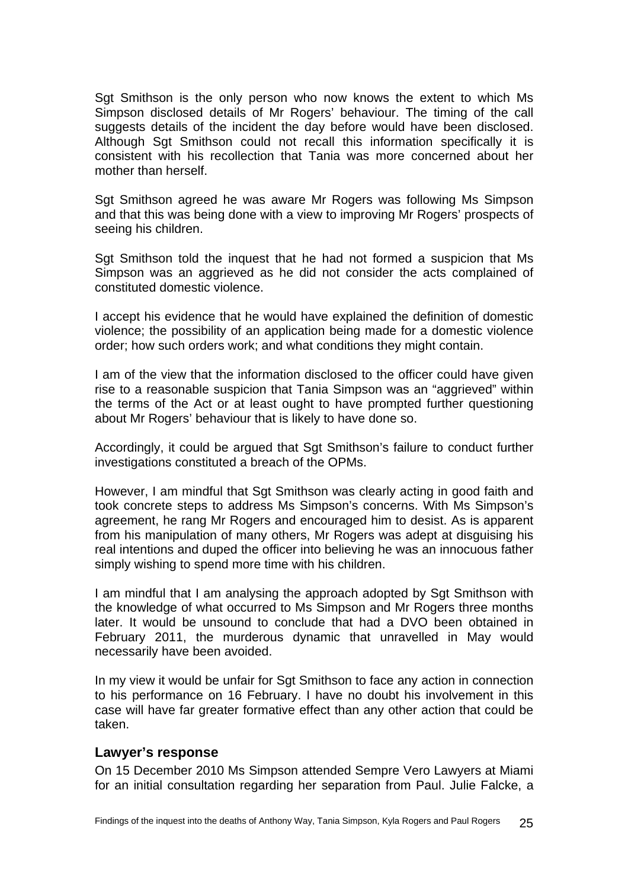Sgt Smithson is the only person who now knows the extent to which Ms Simpson disclosed details of Mr Rogers' behaviour. The timing of the call suggests details of the incident the day before would have been disclosed. Although Sgt Smithson could not recall this information specifically it is consistent with his recollection that Tania was more concerned about her mother than herself.

Sgt Smithson agreed he was aware Mr Rogers was following Ms Simpson and that this was being done with a view to improving Mr Rogers' prospects of seeing his children.

Sgt Smithson told the inquest that he had not formed a suspicion that Ms Simpson was an aggrieved as he did not consider the acts complained of constituted domestic violence.

I accept his evidence that he would have explained the definition of domestic violence; the possibility of an application being made for a domestic violence order; how such orders work; and what conditions they might contain.

I am of the view that the information disclosed to the officer could have given rise to a reasonable suspicion that Tania Simpson was an "aggrieved" within the terms of the Act or at least ought to have prompted further questioning about Mr Rogers' behaviour that is likely to have done so.

Accordingly, it could be argued that Sgt Smithson's failure to conduct further investigations constituted a breach of the OPMs.

However, I am mindful that Sgt Smithson was clearly acting in good faith and took concrete steps to address Ms Simpson's concerns. With Ms Simpson's agreement, he rang Mr Rogers and encouraged him to desist. As is apparent from his manipulation of many others, Mr Rogers was adept at disguising his real intentions and duped the officer into believing he was an innocuous father simply wishing to spend more time with his children.

I am mindful that I am analysing the approach adopted by Sgt Smithson with the knowledge of what occurred to Ms Simpson and Mr Rogers three months later. It would be unsound to conclude that had a DVO been obtained in February 2011, the murderous dynamic that unravelled in May would necessarily have been avoided.

In my view it would be unfair for Sgt Smithson to face any action in connection to his performance on 16 February. I have no doubt his involvement in this case will have far greater formative effect than any other action that could be taken.

### Lawyer's response

On 15 December 2010 Ms Simpson attended Sempre Vero Lawyers at Miami for an initial consultation regarding her separation from Paul. Julie Falcke, a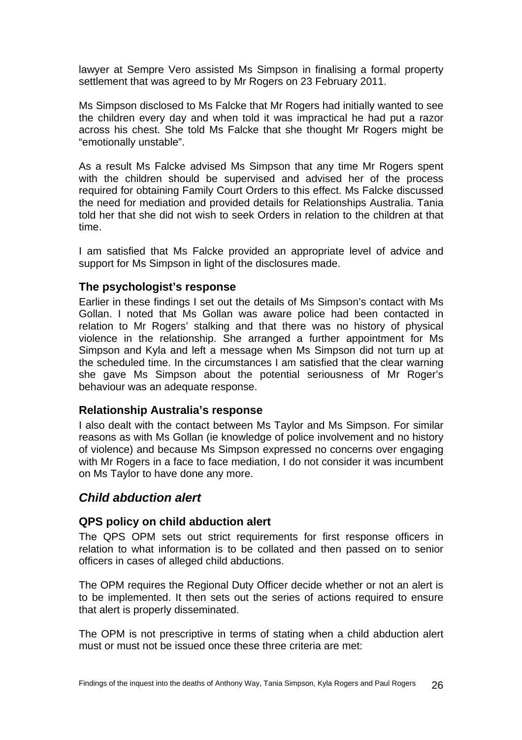lawyer at Sempre Vero assisted Ms Simpson in finalising a formal property settlement that was agreed to by Mr Rogers on 23 February 2011.

Ms Simpson disclosed to Ms Falcke that Mr Rogers had initially wanted to see the children every day and when told it was impractical he had put a razor across his chest. She told Ms Falcke that she thought Mr Rogers might be "emotionally unstable".

As a result Ms Falcke advised Ms Simpson that any time Mr Rogers spent with the children should be supervised and advised her of the process required for obtaining Family Court Orders to this effect. Ms Falcke discussed the need for mediation and provided details for Relationships Australia. Tania told her that she did not wish to seek Orders in relation to the children at that time.

I am satisfied that Ms Falcke provided an appropriate level of advice and support for Ms Simpson in light of the disclosures made.

### The psychologist's response

Earlier in these findings I set out the details of Ms Simpson's contact with Ms Gollan. I noted that Ms Gollan was aware police had been contacted in relation to Mr Rogers' stalking and that there was no history of physical violence in the relationship. She arranged a further appointment for Ms Simpson and Kyla and left a message when Ms Simpson did not turn up at the scheduled time. In the circumstances I am satisfied that the clear warning she gave Ms Simpson about the potential seriousness of Mr Roger's behaviour was an adequate response.

### Relationship Australia's response

I also dealt with the contact between Ms Taylor and Ms Simpson. For similar reasons as with Ms Gollan (ie knowledge of police involvement and no history of violence) and because Ms Simpson expressed no concerns over engaging with Mr Rogers in a face to face mediation, I do not consider it was incumbent on Ms Taylor to have done any more.

## *Child abduction alert*

### QPS policy on child abduction alert

The QPS OPM sets out strict requirements for first response officers in relation to what information is to be collated and then passed on to senior officers in cases of alleged child abductions.

The OPM requires the Regional Duty Officer decide whether or not an alert is to be implemented. It then sets out the series of actions required to ensure that alert is properly disseminated.

The OPM is not prescriptive in terms of stating when a child abduction alert must or must not be issued once these three criteria are met: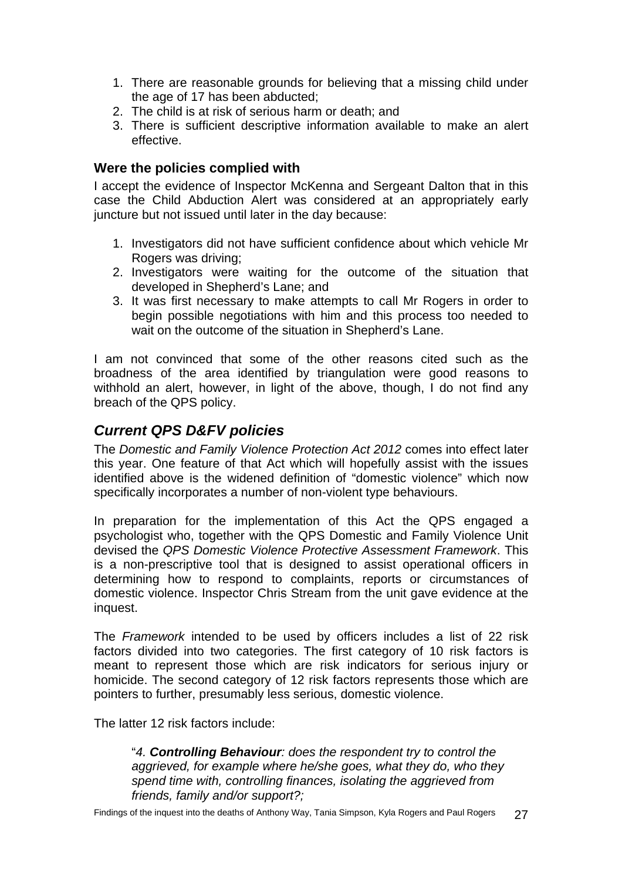1. There are reasonable grounds for believing that a missing child under the age of 17 has been abducted;
2. The child is at risk of serious harm or death; and
3. There is sufficient descriptive information available to make an alert effective.

### Were the policies complied with

I accept the evidence of Inspector McKenna and Sergeant Dalton that in this case the Child Abduction Alert was considered at an appropriately early juncture but not issued until later in the day because:

1. Investigators did not have sufficient confidence about which vehicle Mr Rogers was driving;
2. Investigators were waiting for the outcome of the situation that developed in Shepherd's Lane; and
3. It was first necessary to make attempts to call Mr Rogers in order to begin possible negotiations with him and this process too needed to wait on the outcome of the situation in Shepherd's Lane.

I am not convinced that some of the other reasons cited such as the broadness of the area identified by triangulation were good reasons to withhold an alert, however, in light of the above, though, I do not find any breach of the QPS policy.

## *Current QPS D&FV policies*

The *Domestic and Family Violence Protection Act 2012* comes into effect later this year. One feature of that Act which will hopefully assist with the issues identified above is the widened definition of "domestic violence" which now specifically incorporates a number of non-violent type behaviours.

In preparation for the implementation of this Act the QPS engaged a psychologist who, together with the QPS Domestic and Family Violence Unit devised the *QPS Domestic Violence Protective Assessment Framework*. This is a non-prescriptive tool that is designed to assist operational officers in determining how to respond to complaints, reports or circumstances of domestic violence. Inspector Chris Stream from the unit gave evidence at the inquest.

The *Framework* intended to be used by officers includes a list of 22 risk factors divided into two categories. The first category of 10 risk factors is meant to represent those which are risk indicators for serious injury or homicide. The second category of 12 risk factors represents those which are pointers to further, presumably less serious, domestic violence.

The latter 12 risk factors include:

> "*4. **Controlling Behaviour**: does the respondent try to control the aggrieved, for example where he/she goes, what they do, who they spend time with, controlling finances, isolating the aggrieved from friends, family and/or support?;*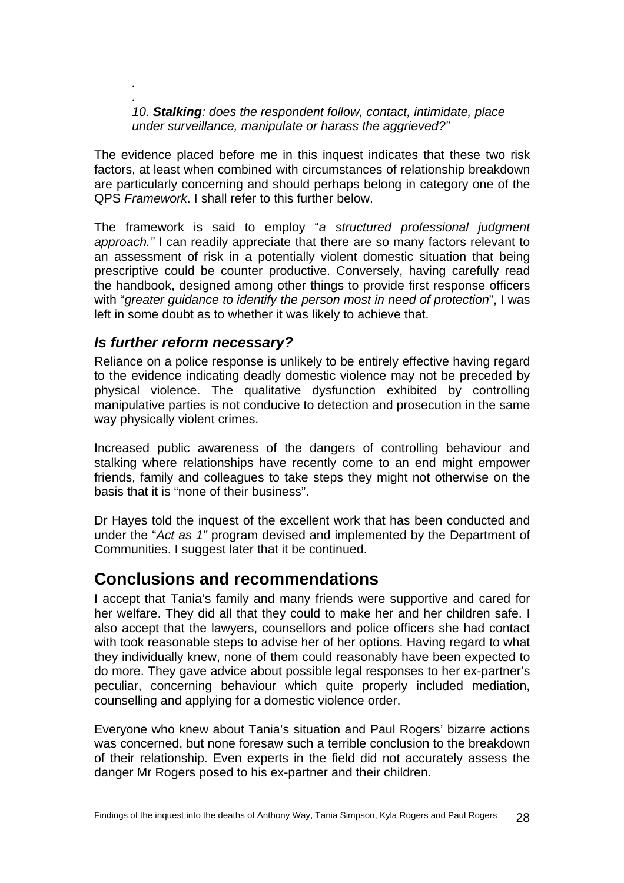*.*

*.*

*10. **Stalking**: does the respondent follow, contact, intimidate, place under surveillance, manipulate or harass the aggrieved?"*

The evidence placed before me in this inquest indicates that these two risk factors, at least when combined with circumstances of relationship breakdown are particularly concerning and should perhaps belong in category one of the QPS *Framework*. I shall refer to this further below.

The framework is said to employ "*a structured professional judgment approach."* I can readily appreciate that there are so many factors relevant to an assessment of risk in a potentially violent domestic situation that being prescriptive could be counter productive. Conversely, having carefully read the handbook, designed among other things to provide first response officers with "*greater guidance to identify the person most in need of protection*", I was left in some doubt as to whether it was likely to achieve that.

### *Is further reform necessary?*

Reliance on a police response is unlikely to be entirely effective having regard to the evidence indicating deadly domestic violence may not be preceded by physical violence. The qualitative dysfunction exhibited by controlling manipulative parties is not conducive to detection and prosecution in the same way physically violent crimes.

Increased public awareness of the dangers of controlling behaviour and stalking where relationships have recently come to an end might empower friends, family and colleagues to take steps they might not otherwise on the basis that it is "none of their business".

Dr Hayes told the inquest of the excellent work that has been conducted and under the "*Act as 1"* program devised and implemented by the Department of Communities. I suggest later that it be continued.

## Conclusions and recommendations

I accept that Tania's family and many friends were supportive and cared for her welfare. They did all that they could to make her and her children safe. I also accept that the lawyers, counsellors and police officers she had contact with took reasonable steps to advise her of her options. Having regard to what they individually knew, none of them could reasonably have been expected to do more. They gave advice about possible legal responses to her ex-partner's peculiar, concerning behaviour which quite properly included mediation, counselling and applying for a domestic violence order.

Everyone who knew about Tania's situation and Paul Rogers' bizarre actions was concerned, but none foresaw such a terrible conclusion to the breakdown of their relationship. Even experts in the field did not accurately assess the danger Mr Rogers posed to his ex-partner and their children.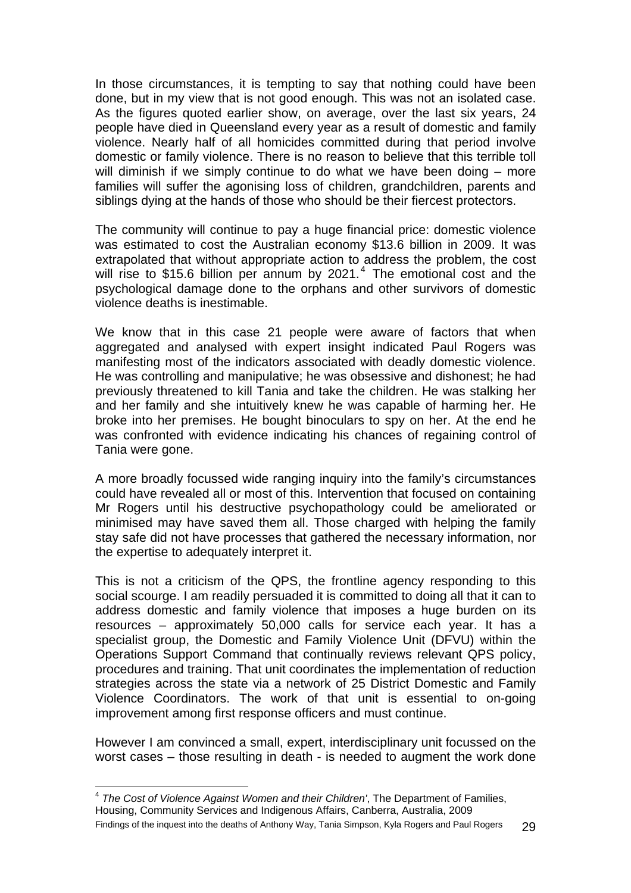In those circumstances, it is tempting to say that nothing could have been done, but in my view that is not good enough. This was not an isolated case. As the figures quoted earlier show, on average, over the last six years, 24 people have died in Queensland every year as a result of domestic and family violence. Nearly half of all homicides committed during that period involve domestic or family violence. There is no reason to believe that this terrible toll will diminish if we simply continue to do what we have been doing – more families will suffer the agonising loss of children, grandchildren, parents and siblings dying at the hands of those who should be their fiercest protectors.

The community will continue to pay a huge financial price: domestic violence was estimated to cost the Australian economy $13.6 billion in 2009. It was extrapolated that without appropriate action to address the problem, the cost will rise to $15.6 billion per annum by 2021.[4] The emotional cost and the psychological damage done to the orphans and other survivors of domestic violence deaths is inestimable.

We know that in this case 21 people were aware of factors that when aggregated and analysed with expert insight indicated Paul Rogers was manifesting most of the indicators associated with deadly domestic violence. He was controlling and manipulative; he was obsessive and dishonest; he had previously threatened to kill Tania and take the children. He was stalking her and her family and she intuitively knew he was capable of harming her. He broke into her premises. He bought binoculars to spy on her. At the end he was confronted with evidence indicating his chances of regaining control of Tania were gone.

A more broadly focussed wide ranging inquiry into the family's circumstances could have revealed all or most of this. Intervention that focused on containing Mr Rogers until his destructive psychopathology could be ameliorated or minimised may have saved them all. Those charged with helping the family stay safe did not have processes that gathered the necessary information, nor the expertise to adequately interpret it.

This is not a criticism of the QPS, the frontline agency responding to this social scourge. I am readily persuaded it is committed to doing all that it can to address domestic and family violence that imposes a huge burden on its resources – approximately 50,000 calls for service each year. It has a specialist group, the Domestic and Family Violence Unit (DFVU) within the Operations Support Command that continually reviews relevant QPS policy, procedures and training. That unit coordinates the implementation of reduction strategies across the state via a network of 25 District Domestic and Family Violence Coordinators. The work of that unit is essential to on-going improvement among first response officers and must continue.

However I am convinced a small, expert, interdisciplinary unit focussed on the worst cases – those resulting in death - is needed to augment the work done

---

[4] *The Cost of Violence Against Women and their Children'*, The Department of Families, Housing, Community Services and Indigenous Affairs, Canberra, Australia, 2009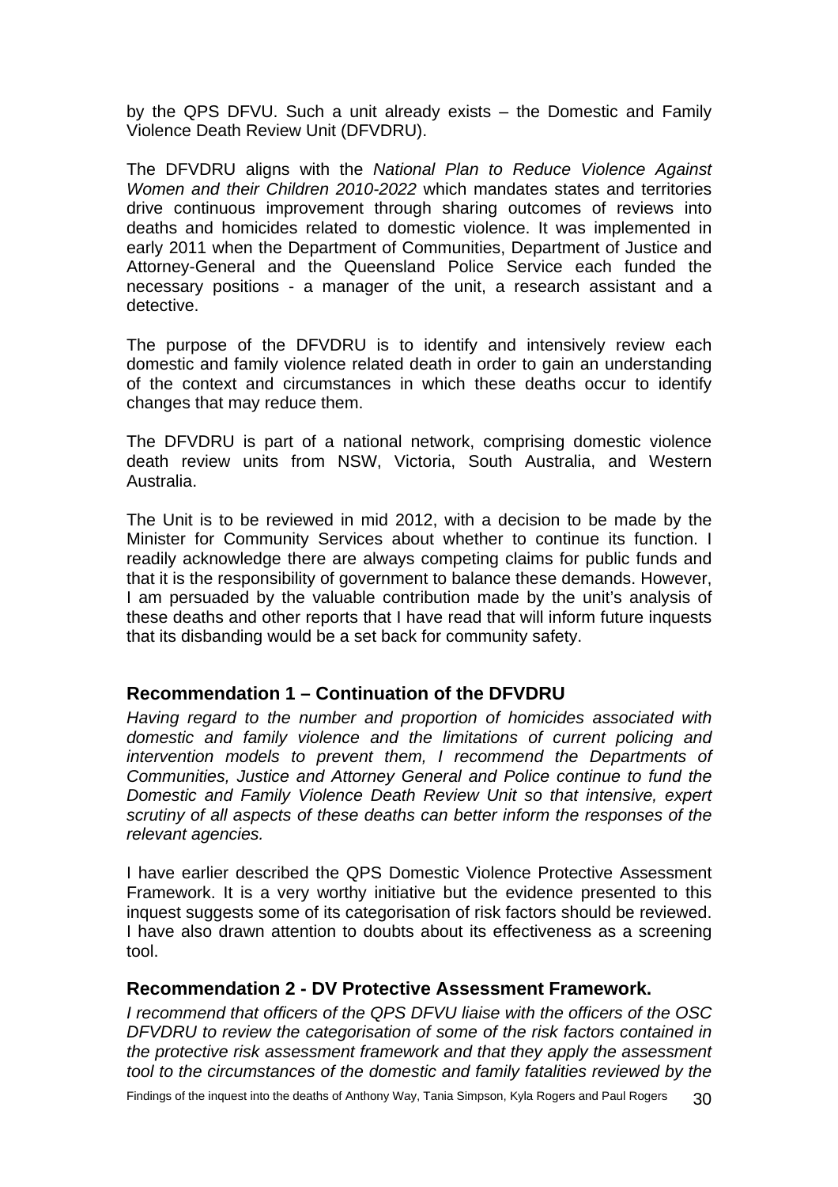by the QPS DFVU. Such a unit already exists – the Domestic and Family Violence Death Review Unit (DFVDRU).

The DFVDRU aligns with the *National Plan to Reduce Violence Against Women and their Children 2010-2022* which mandates states and territories drive continuous improvement through sharing outcomes of reviews into deaths and homicides related to domestic violence. It was implemented in early 2011 when the Department of Communities, Department of Justice and Attorney-General and the Queensland Police Service each funded the necessary positions - a manager of the unit, a research assistant and a detective.

The purpose of the DFVDRU is to identify and intensively review each domestic and family violence related death in order to gain an understanding of the context and circumstances in which these deaths occur to identify changes that may reduce them.

The DFVDRU is part of a national network, comprising domestic violence death review units from NSW, Victoria, South Australia, and Western Australia.

The Unit is to be reviewed in mid 2012, with a decision to be made by the Minister for Community Services about whether to continue its function. I readily acknowledge there are always competing claims for public funds and that it is the responsibility of government to balance these demands. However, I am persuaded by the valuable contribution made by the unit's analysis of these deaths and other reports that I have read that will inform future inquests that its disbanding would be a set back for community safety.

### Recommendation 1 – Continuation of the DFVDRU

*Having regard to the number and proportion of homicides associated with domestic and family violence and the limitations of current policing and intervention models to prevent them, I recommend the Departments of Communities, Justice and Attorney General and Police continue to fund the Domestic and Family Violence Death Review Unit so that intensive, expert scrutiny of all aspects of these deaths can better inform the responses of the relevant agencies.*

I have earlier described the QPS Domestic Violence Protective Assessment Framework. It is a very worthy initiative but the evidence presented to this inquest suggests some of its categorisation of risk factors should be reviewed. I have also drawn attention to doubts about its effectiveness as a screening tool.

### Recommendation 2 - DV Protective Assessment Framework.

*I recommend that officers of the QPS DFVU liaise with the officers of the OSC DFVDRU to review the categorisation of some of the risk factors contained in the protective risk assessment framework and that they apply the assessment tool to the circumstances of the domestic and family fatalities reviewed by the*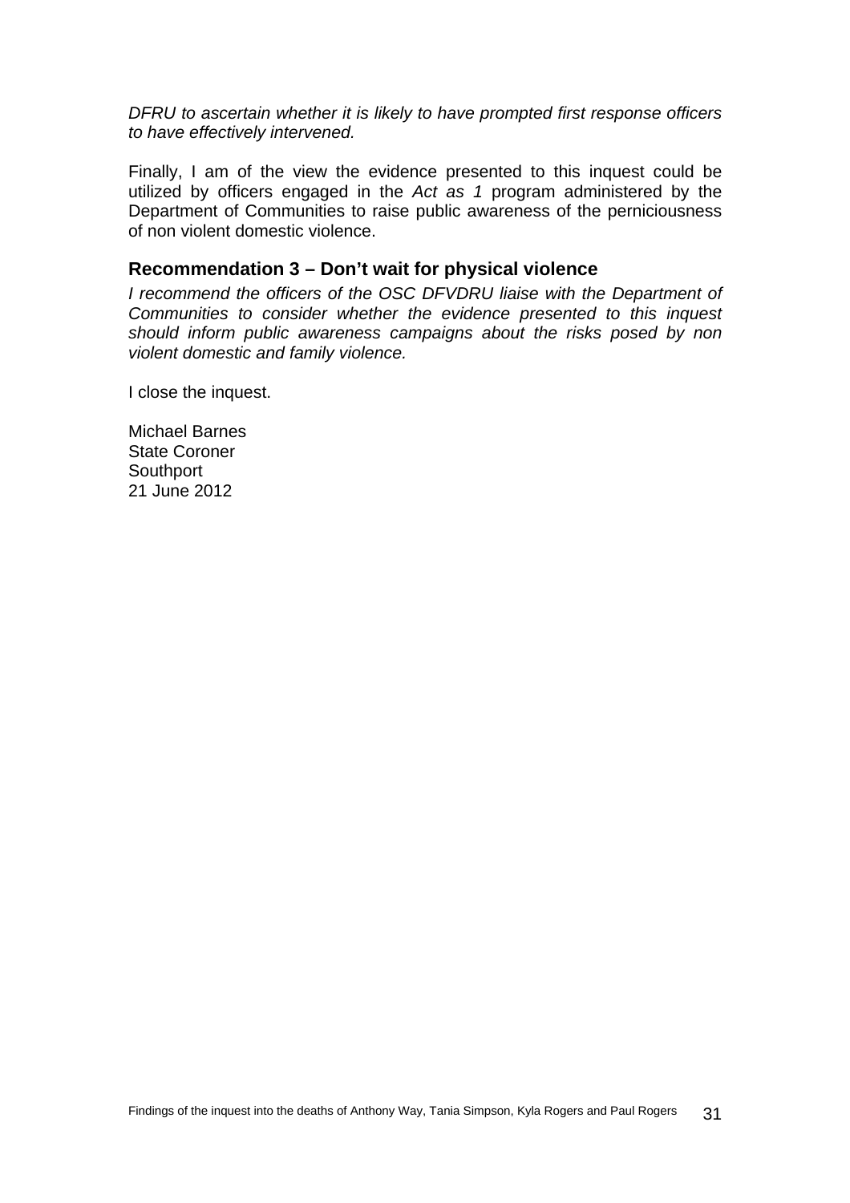*DFRU to ascertain whether it is likely to have prompted first response officers to have effectively intervened.*

Finally, I am of the view the evidence presented to this inquest could be utilized by officers engaged in the *Act as 1* program administered by the Department of Communities to raise public awareness of the perniciousness of non violent domestic violence.

### Recommendation 3 – Don't wait for physical violence

*I recommend the officers of the OSC DFVDRU liaise with the Department of Communities to consider whether the evidence presented to this inquest should inform public awareness campaigns about the risks posed by non violent domestic and family violence.*

I close the inquest.

Michael Barnes
State Coroner
Southport
21 June 2012